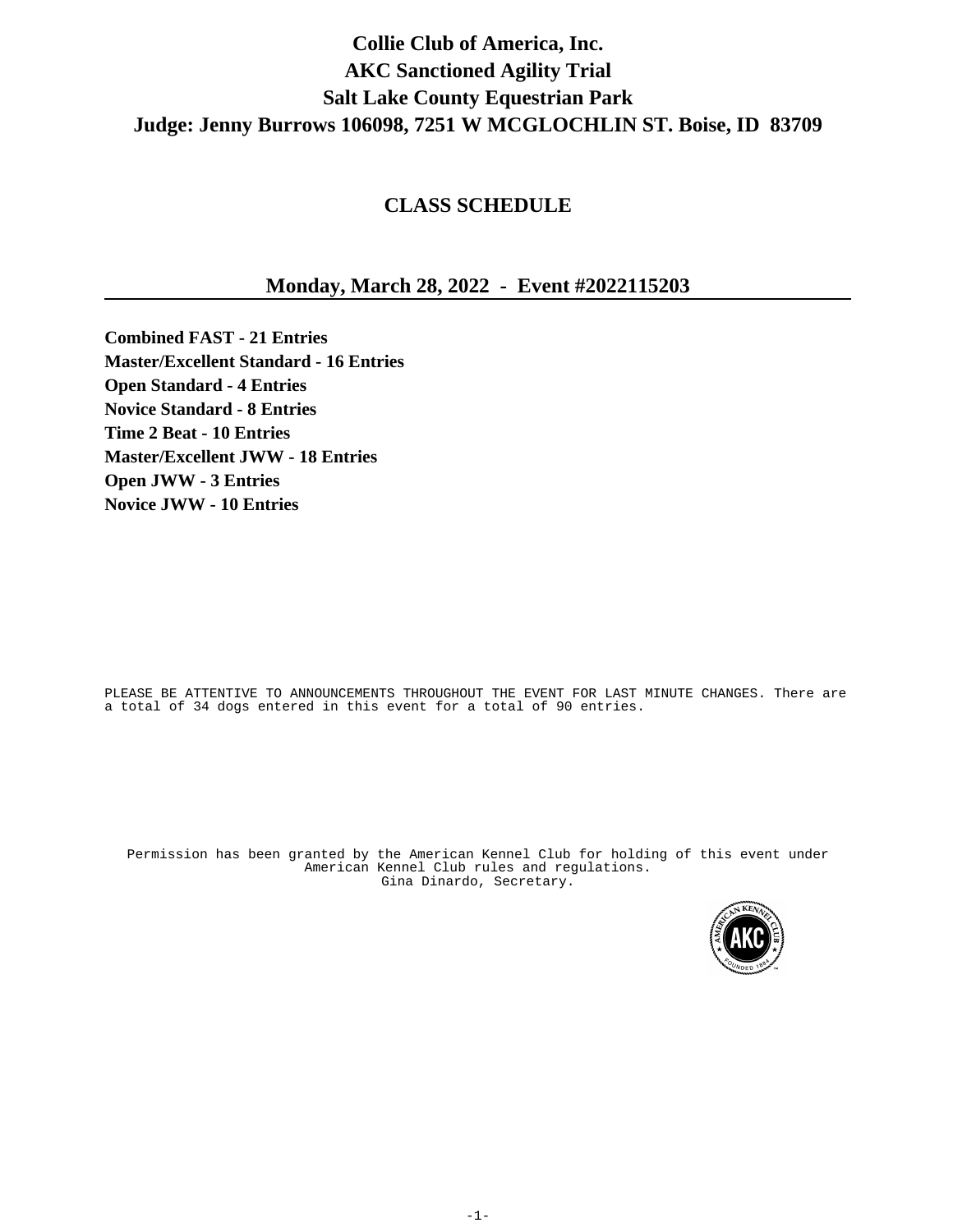# Collie Club of America, Inc.
# AKC Sanctioned Agility Trial
# Salt Lake County Equestrian Park
# Judge: Jenny Burrows 106098, 7251 W MCGLOCHLIN ST. Boise, ID 83709

## CLASS SCHEDULE

## Monday, March 28, 2022 - Event #2022115203

**Combined FAST - 21 Entries**
**Master/Excellent Standard - 16 Entries**
**Open Standard - 4 Entries**
**Novice Standard - 8 Entries**
**Time 2 Beat - 10 Entries**
**Master/Excellent JWW - 18 Entries**
**Open JWW - 3 Entries**
**Novice JWW - 10 Entries**

PLEASE BE ATTENTIVE TO ANNOUNCEMENTS THROUGHOUT THE EVENT FOR LAST MINUTE CHANGES. There are a total of 34 dogs entered in this event for a total of 90 entries.

Permission has been granted by the American Kennel Club for holding of this event under American Kennel Club rules and regulations.
Gina Dinardo, Secretary.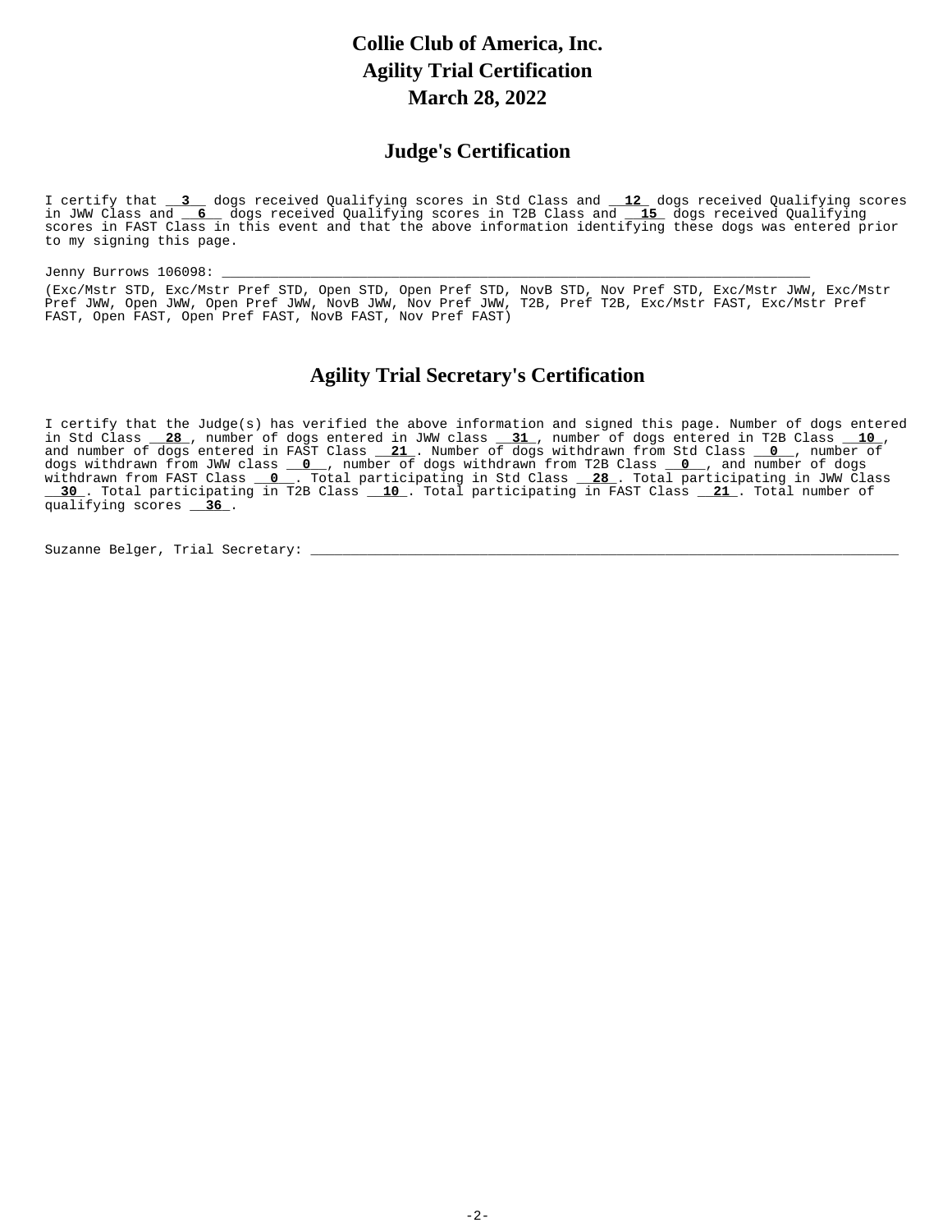# Collie Club of America, Inc.
# Agility Trial Certification
# March 28, 2022

## Judge's Certification

I certify that __**3**__ dogs received Qualifying scores in Std Class and __**12**_ dogs received Qualifying scores in JWW Class and __**6**__ dogs received Qualifying scores in T2B Class and __**15**_ dogs received Qualifying scores in FAST Class in this event and that the above information identifying these dogs was entered prior to my signing this page.

Jenny Burrows 106098: ___________________________________________________________________________

(Exc/Mstr STD, Exc/Mstr Pref STD, Open STD, Open Pref STD, NovB STD, Nov Pref STD, Exc/Mstr JWW, Exc/Mstr Pref JWW, Open JWW, Open Pref JWW, NovB JWW, Nov Pref JWW, T2B, Pref T2B, Exc/Mstr FAST, Exc/Mstr Pref FAST, Open FAST, Open Pref FAST, NovB FAST, Nov Pref FAST)

## Agility Trial Secretary's Certification

I certify that the Judge(s) has verified the above information and signed this page. Number of dogs entered in Std Class __**28**_, number of dogs entered in JWW class __**31**_, number of dogs entered in T2B Class __**10**_, and number of dogs entered in FAST Class __**21**_. Number of dogs withdrawn from Std Class __**0**__, number of dogs withdrawn from JWW class __**0**__, number of dogs withdrawn from T2B Class __**0**__, and number of dogs withdrawn from FAST Class __**0**__. Total participating in Std Class __**28**_. Total participating in JWW Class __**30**_. Total participating in T2B Class __**10**_. Total participating in FAST Class __**21**_. Total number of qualifying scores __**36**_.

Suzanne Belger, Trial Secretary: ______________________________________________________________________________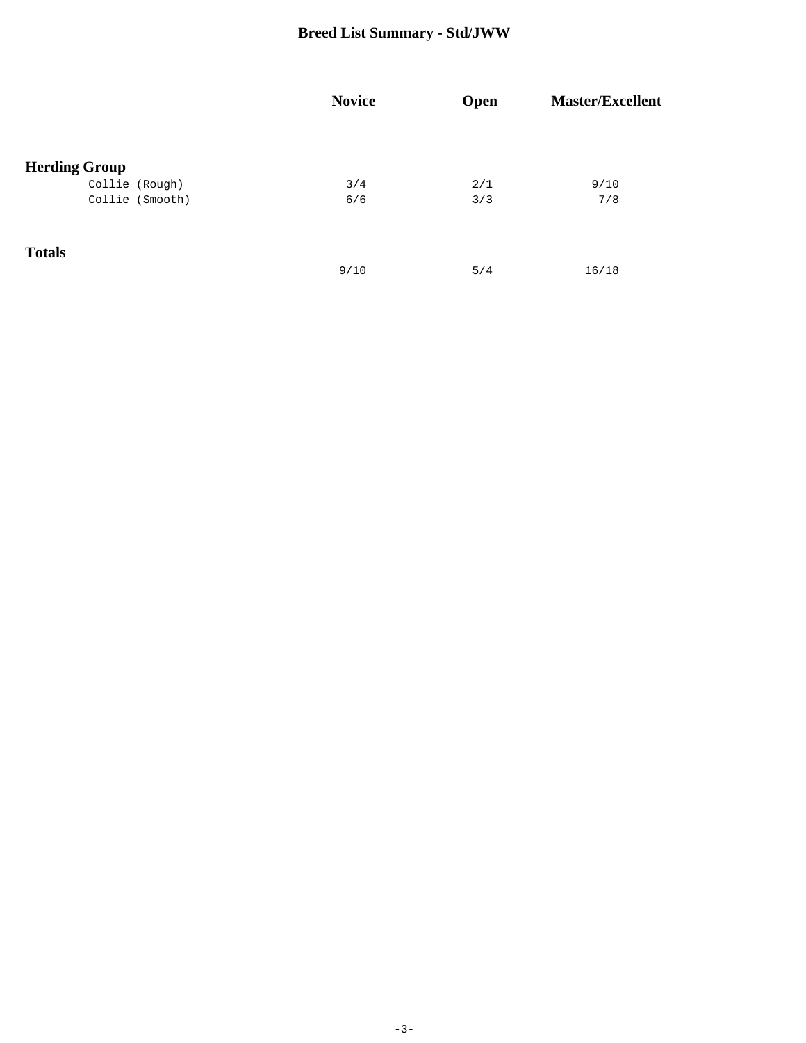# Breed List Summary - Std/JWW

| | Novice | Open | Master/Excellent |
|---|---|---|---|
| **Herding Group** | | | |
| Collie (Rough) | 3/4 | 2/1 | 9/10 |
| Collie (Smooth) | 6/6 | 3/3 | 7/8 |
| **Totals** | 9/10 | 5/4 | 16/18 |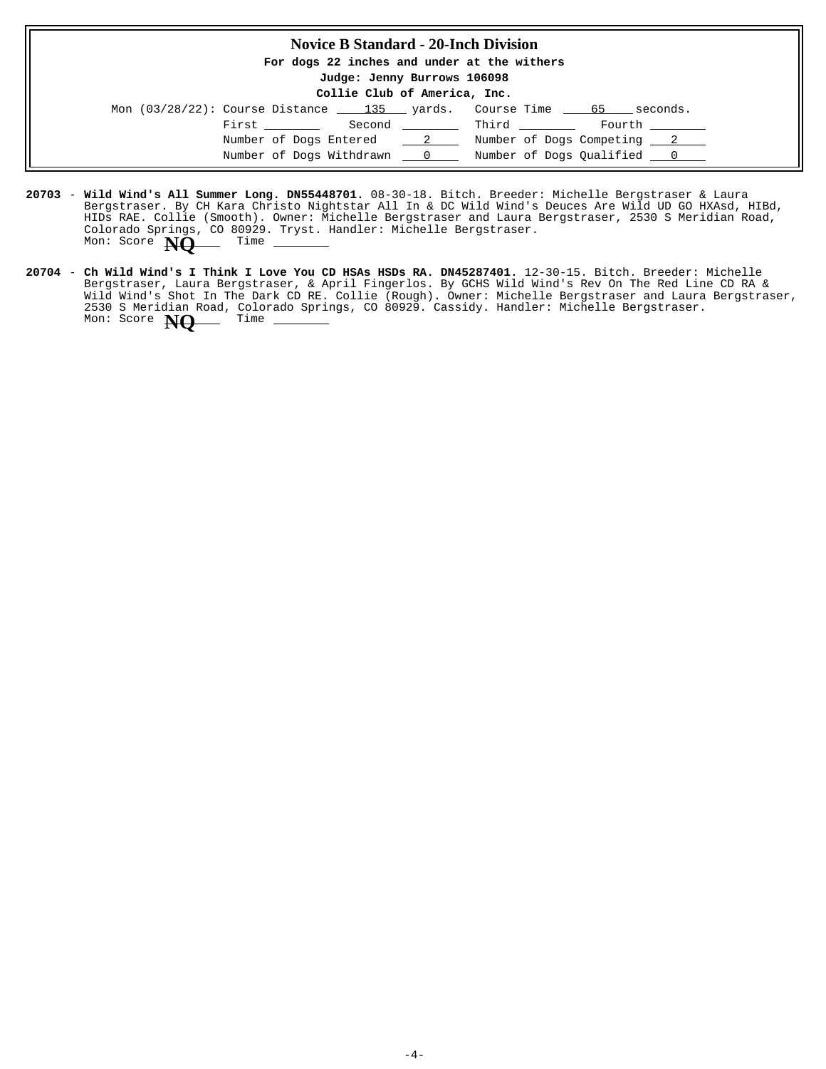## Novice B Standard - 20-Inch Division

**For dogs 22 inches and under at the withers**

**Judge: Jenny Burrows 106098**

**Collie Club of America, Inc.**

Mon (03/28/22): Course Distance 135 yards. Course Time 65 seconds.

First ________ Second ________ Third ________ Fourth ________

Number of Dogs Entered 2 Number of Dogs Competing 2

Number of Dogs Withdrawn 0 Number of Dogs Qualified 0

**20703** - **Wild Wind's All Summer Long. DN55448701.** 08-30-18. Bitch. Breeder: Michelle Bergstraser & Laura Bergstraser. By CH Kara Christo Nightstar All In & DC Wild Wind's Deuces Are Wild UD GO HXAsd, HIBd, HIDs RAE. Collie (Smooth). Owner: Michelle Bergstraser and Laura Bergstraser, 2530 S Meridian Road, Colorado Springs, CO 80929. Tryst. Handler: Michelle Bergstraser.
Mon: Score **NQ** Time ________

**20704** - **Ch Wild Wind's I Think I Love You CD HSAs HSDs RA. DN45287401.** 12-30-15. Bitch. Breeder: Michelle Bergstraser, Laura Bergstraser, & April Fingerlos. By GCHS Wild Wind's Rev On The Red Line CD RA & Wild Wind's Shot In The Dark CD RE. Collie (Rough). Owner: Michelle Bergstraser and Laura Bergstraser, 2530 S Meridian Road, Colorado Springs, CO 80929. Cassidy. Handler: Michelle Bergstraser.
Mon: Score **NQ** Time ________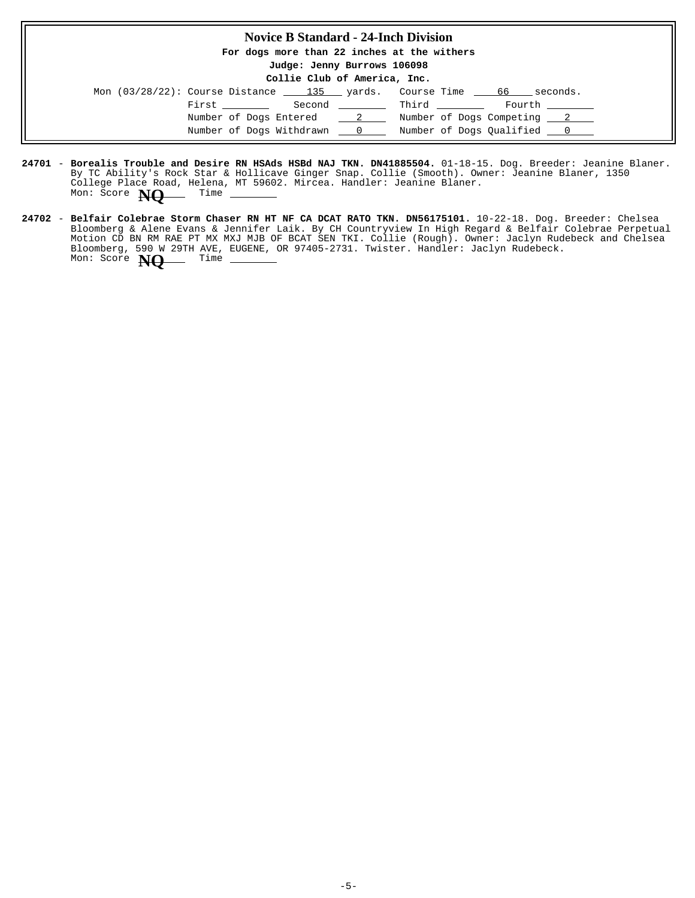## Novice B Standard - 24-Inch Division

**For dogs more than 22 inches at the withers**

**Judge: Jenny Burrows 106098**

**Collie Club of America, Inc.**

Mon (03/28/22): Course Distance 135 yards. Course Time 66 seconds.

First ________ Second ________ Third ________ Fourth ________

Number of Dogs Entered 2 Number of Dogs Competing 2

Number of Dogs Withdrawn 0 Number of Dogs Qualified 0

**24701** - **Borealis Trouble and Desire RN HSAds HSBd NAJ TKN. DN41885504.** 01-18-15. Dog. Breeder: Jeanine Blaner. By TC Ability's Rock Star & Hollicave Ginger Snap. Collie (Smooth). Owner: Jeanine Blaner, 1350 College Place Road, Helena, MT 59602. Mircea. Handler: Jeanine Blaner.
Mon: Score **NQ** Time ________

**24702** - **Belfair Colebrae Storm Chaser RN HT NF CA DCAT RATO TKN. DN56175101.** 10-22-18. Dog. Breeder: Chelsea Bloomberg & Alene Evans & Jennifer Laik. By CH Countryview In High Regard & Belfair Colebrae Perpetual Motion CD BN RM RAE PT MX MXJ MJB OF BCAT SEN TKI. Collie (Rough). Owner: Jaclyn Rudebeck and Chelsea Bloomberg, 590 W 29TH AVE, EUGENE, OR 97405-2731. Twister. Handler: Jaclyn Rudebeck.
Mon: Score **NQ** Time ________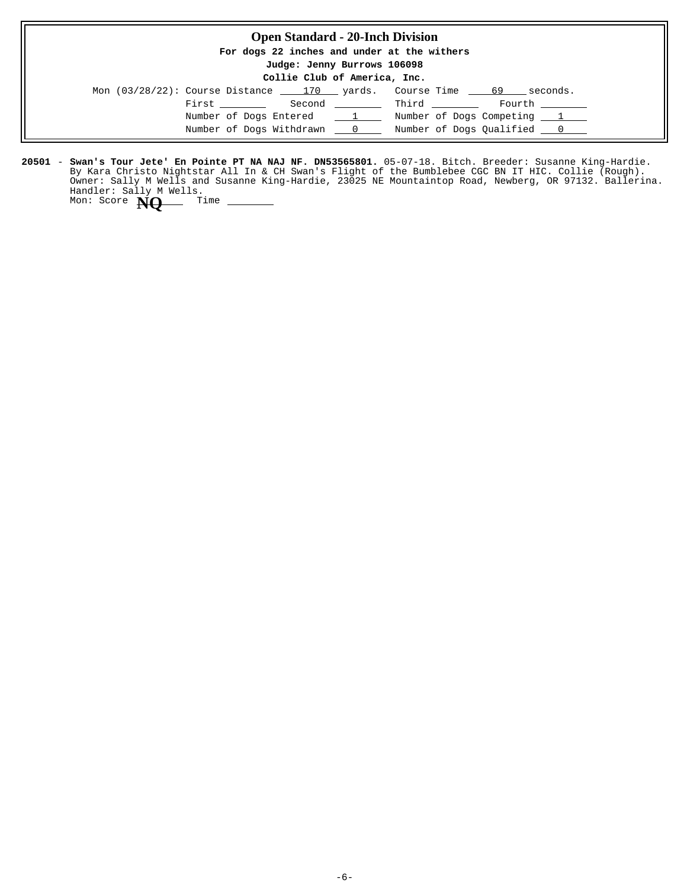## Open Standard - 20-Inch Division

**For dogs 22 inches and under at the withers**

**Judge: Jenny Burrows 106098**

**Collie Club of America, Inc.**

Mon (03/28/22): Course Distance 170 yards. Course Time 69 seconds.

First ________ Second ________ Third ________ Fourth ________

Number of Dogs Entered 1 Number of Dogs Competing 1

Number of Dogs Withdrawn 0 Number of Dogs Qualified 0

**20501** - **Swan's Tour Jete' En Pointe PT NA NAJ NF. DN53565801.** 05-07-18. Bitch. Breeder: Susanne King-Hardie. By Kara Christo Nightstar All In & CH Swan's Flight of the Bumblebee CGC BN IT HIC. Collie (Rough). Owner: Sally M Wells and Susanne King-Hardie, 23025 NE Mountaintop Road, Newberg, OR 97132. Ballerina. Handler: Sally M Wells.
Mon: Score **NQ** Time ________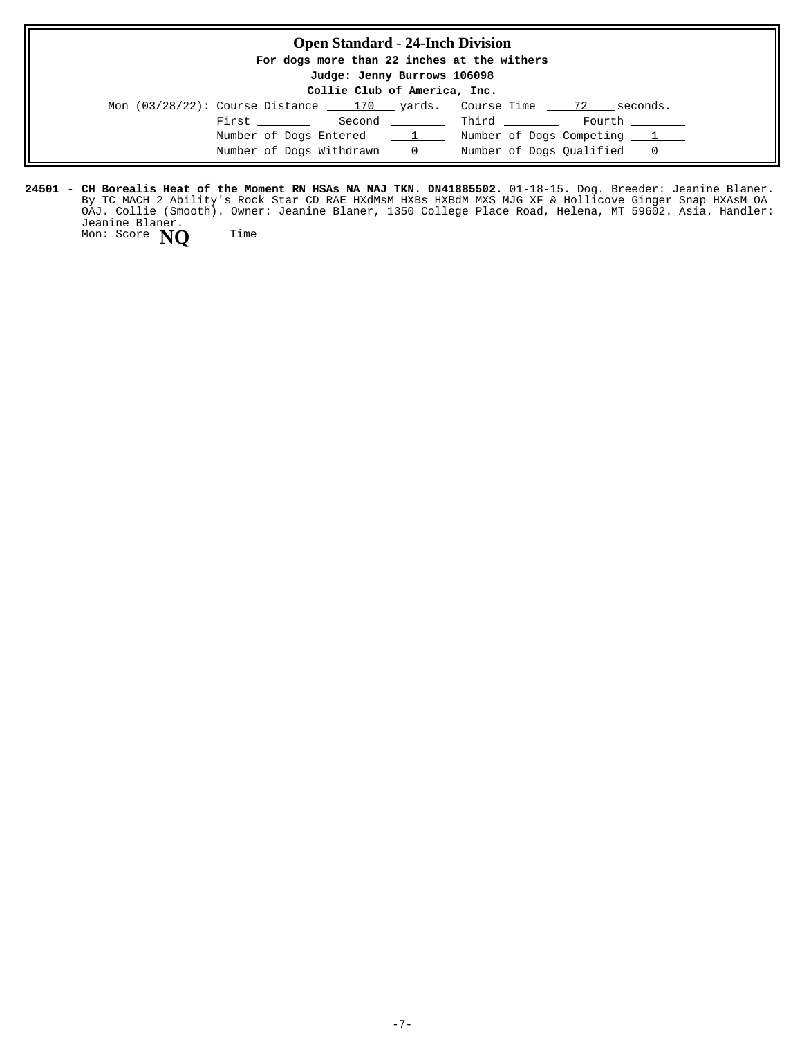## Open Standard - 24-Inch Division

**For dogs more than 22 inches at the withers**

**Judge: Jenny Burrows 106098**

**Collie Club of America, Inc.**

Mon (03/28/22): Course Distance 170 yards. Course Time 72 seconds.

First ________ Second ________ Third ________ Fourth ________

Number of Dogs Entered 1 Number of Dogs Competing 1

Number of Dogs Withdrawn 0 Number of Dogs Qualified 0

**24501** - **CH Borealis Heat of the Moment RN HSAs NA NAJ TKN. DN41885502.** 01-18-15. Dog. Breeder: Jeanine Blaner. By TC MACH 2 Ability's Rock Star CD RAE HXdMsM HXBs HXBdM MXS MJG XF & Hollicove Ginger Snap HXAsM OA OAJ. Collie (Smooth). Owner: Jeanine Blaner, 1350 College Place Road, Helena, MT 59602. Asia. Handler: Jeanine Blaner.

Mon: Score **NQ** Time ________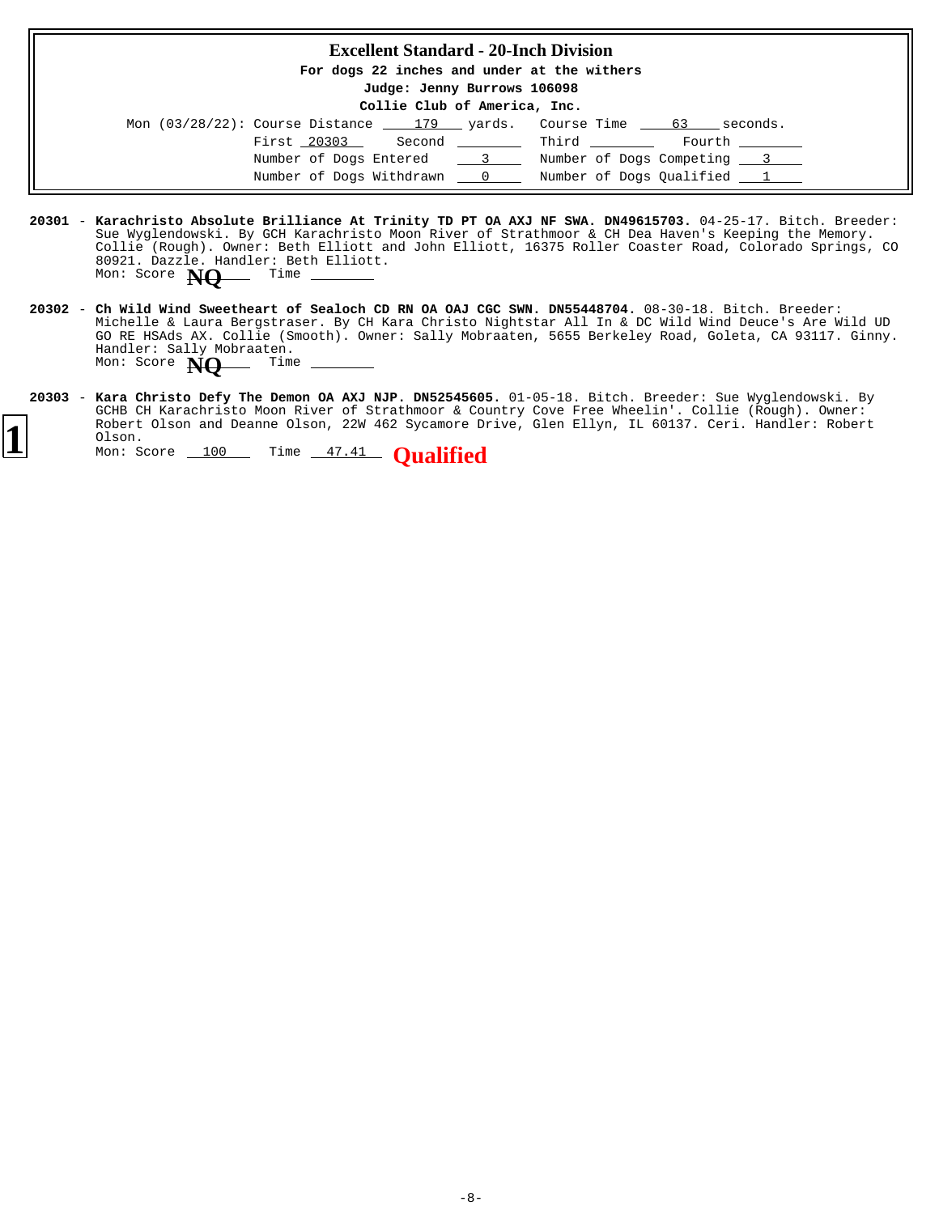## Excellent Standard - 20-Inch Division

**For dogs 22 inches and under at the withers**

**Judge: Jenny Burrows 106098**

**Collie Club of America, Inc.**

Mon (03/28/22): Course Distance 179 yards. Course Time 63 seconds.

First 20303 Second ________ Third ________ Fourth ________

Number of Dogs Entered 3 Number of Dogs Competing 3

Number of Dogs Withdrawn 0 Number of Dogs Qualified 1

**20301** - **Karachristo Absolute Brilliance At Trinity TD PT OA AXJ NF SWA. DN49615703.** 04-25-17. Bitch. Breeder: Sue Wyglendowski. By GCH Karachristo Moon River of Strathmoor & CH Dea Haven's Keeping the Memory. Collie (Rough). Owner: Beth Elliott and John Elliott, 16375 Roller Coaster Road, Colorado Springs, CO 80921. Dazzle. Handler: Beth Elliott.
Mon: Score **NQ** Time ________

**20302** - **Ch Wild Wind Sweetheart of Sealoch CD RN OA OAJ CGC SWN. DN55448704.** 08-30-18. Bitch. Breeder: Michelle & Laura Bergstraser. By CH Kara Christo Nightstar All In & DC Wild Wind Deuce's Are Wild UD GO RE HSAds AX. Collie (Smooth). Owner: Sally Mobraaten, 5655 Berkeley Road, Goleta, CA 93117. Ginny. Handler: Sally Mobraaten.
Mon: Score **NQ** Time ________

**1** **20303** - **Kara Christo Defy The Demon OA AXJ NJP. DN52545605.** 01-05-18. Bitch. Breeder: Sue Wyglendowski. By GCHB CH Karachristo Moon River of Strathmoor & Country Cove Free Wheelin'. Collie (Rough). Owner: Robert Olson and Deanne Olson, 22W 462 Sycamore Drive, Glen Ellyn, IL 60137. Ceri. Handler: Robert Olson.
Mon: Score 100 Time 47.41 **Qualified**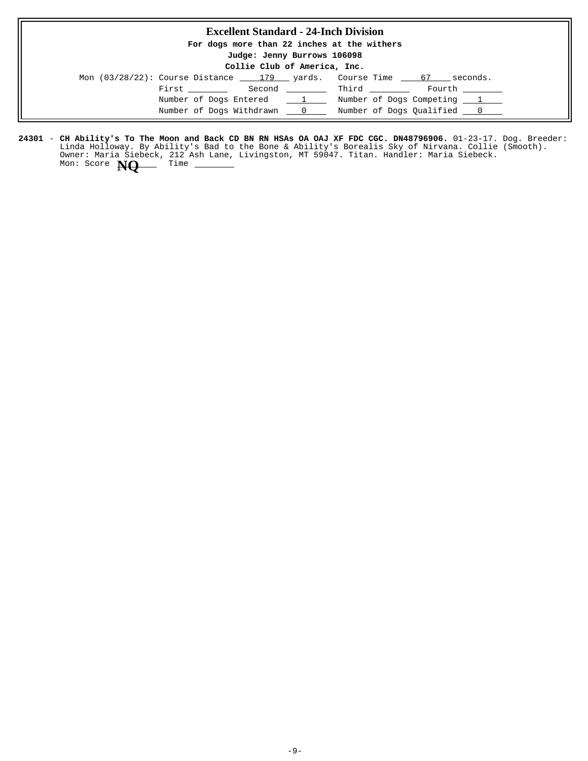## Excellent Standard - 24-Inch Division

**For dogs more than 22 inches at the withers**

**Judge: Jenny Burrows 106098**

**Collie Club of America, Inc.**

Mon (03/28/22): Course Distance 179 yards. Course Time 67 seconds.

First ________ Second ________ Third ________ Fourth ________

Number of Dogs Entered 1 Number of Dogs Competing 1

Number of Dogs Withdrawn 0 Number of Dogs Qualified 0

**24301** - **CH Ability's To The Moon and Back CD BN RN HSAs OA OAJ XF FDC CGC. DN48796906.** 01-23-17. Dog. Breeder: Linda Holloway. By Ability's Bad to the Bone & Ability's Borealis Sky of Nirvana. Collie (Smooth). Owner: Maria Siebeck, 212 Ash Lane, Livingston, MT 59047. Titan. Handler: Maria Siebeck.
Mon: Score **NQ** Time ________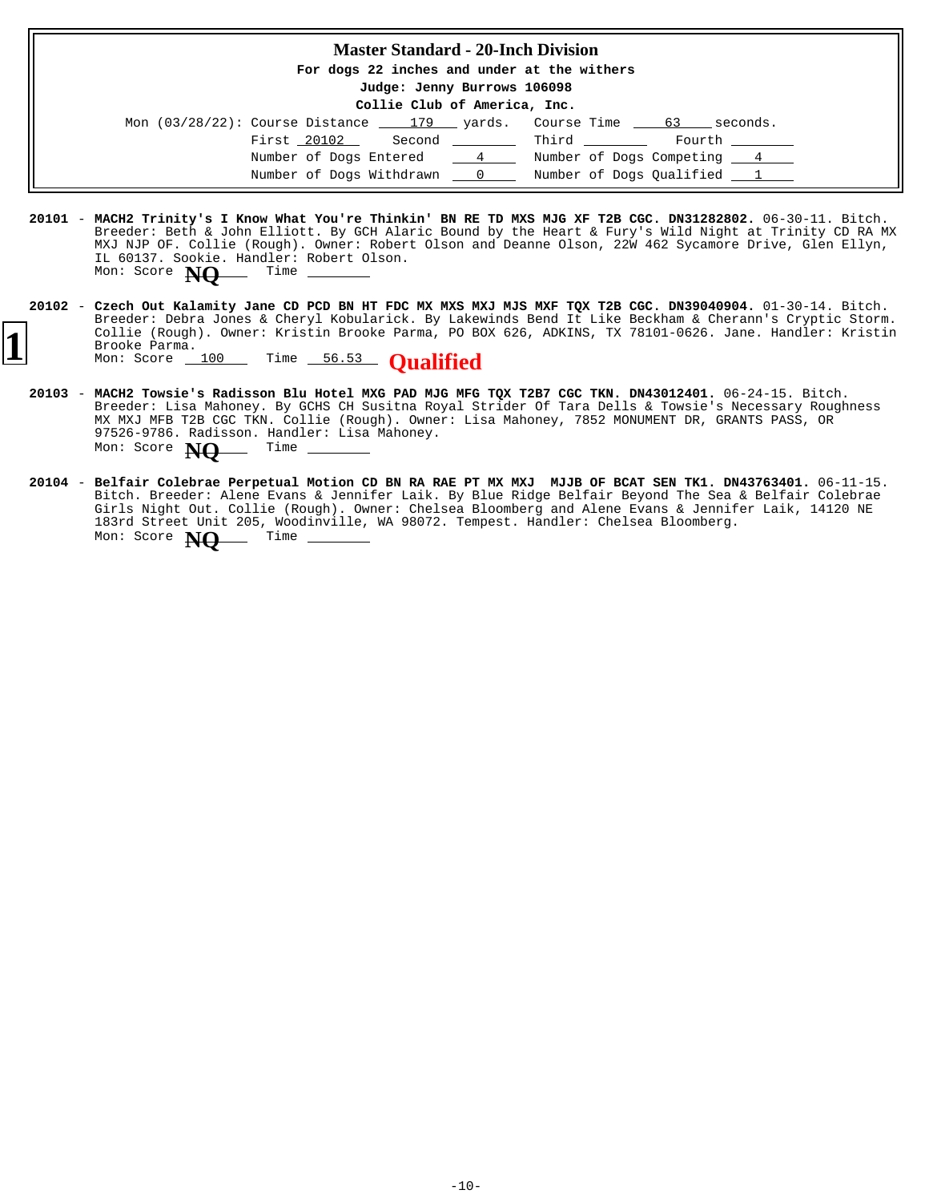# Master Standard - 20-Inch Division

**For dogs 22 inches and under at the withers**

**Judge: Jenny Burrows 106098**

**Collie Club of America, Inc.**

Mon (03/28/22): Course Distance 179 yards. Course Time 63 seconds.

First 20102 Second ________ Third ________ Fourth ________

Number of Dogs Entered 4 Number of Dogs Competing 4

Number of Dogs Withdrawn 0 Number of Dogs Qualified 1

**20101** - **MACH2 Trinity's I Know What You're Thinkin' BN RE TD MXS MJG XF T2B CGC. DN31282802.** 06-30-11. Bitch. Breeder: Beth & John Elliott. By GCH Alaric Bound by the Heart & Fury's Wild Night at Trinity CD RA MX MXJ NJP OF. Collie (Rough). Owner: Robert Olson and Deanne Olson, 22W 462 Sycamore Drive, Glen Ellyn, IL 60137. Sookie. Handler: Robert Olson.
Mon: Score **NQ** Time ________

**1**

**20102** - **Czech Out Kalamity Jane CD PCD BN HT FDC MX MXS MXJ MJS MXF TQX T2B CGC. DN39040904.** 01-30-14. Bitch. Breeder: Debra Jones & Cheryl Kobularick. By Lakewinds Bend It Like Beckham & Cherann's Cryptic Storm. Collie (Rough). Owner: Kristin Brooke Parma, PO BOX 626, ADKINS, TX 78101-0626. Jane. Handler: Kristin Brooke Parma.
Mon: Score 100 Time 56.53 **Qualified**

**20103** - **MACH2 Towsie's Radisson Blu Hotel MXG PAD MJG MFG TQX T2B7 CGC TKN. DN43012401.** 06-24-15. Bitch. Breeder: Lisa Mahoney. By GCHS CH Susitna Royal Strider Of Tara Dells & Towsie's Necessary Roughness MX MXJ MFB T2B CGC TKN. Collie (Rough). Owner: Lisa Mahoney, 7852 MONUMENT DR, GRANTS PASS, OR 97526-9786. Radisson. Handler: Lisa Mahoney.
Mon: Score **NQ** Time ________

**20104** - **Belfair Colebrae Perpetual Motion CD BN RA RAE PT MX MXJ MJJB OF BCAT SEN TK1. DN43763401.** 06-11-15. Bitch. Breeder: Alene Evans & Jennifer Laik. By Blue Ridge Belfair Beyond The Sea & Belfair Colebrae Girls Night Out. Collie (Rough). Owner: Chelsea Bloomberg and Alene Evans & Jennifer Laik, 14120 NE 183rd Street Unit 205, Woodinville, WA 98072. Tempest. Handler: Chelsea Bloomberg.
Mon: Score **NQ** Time ________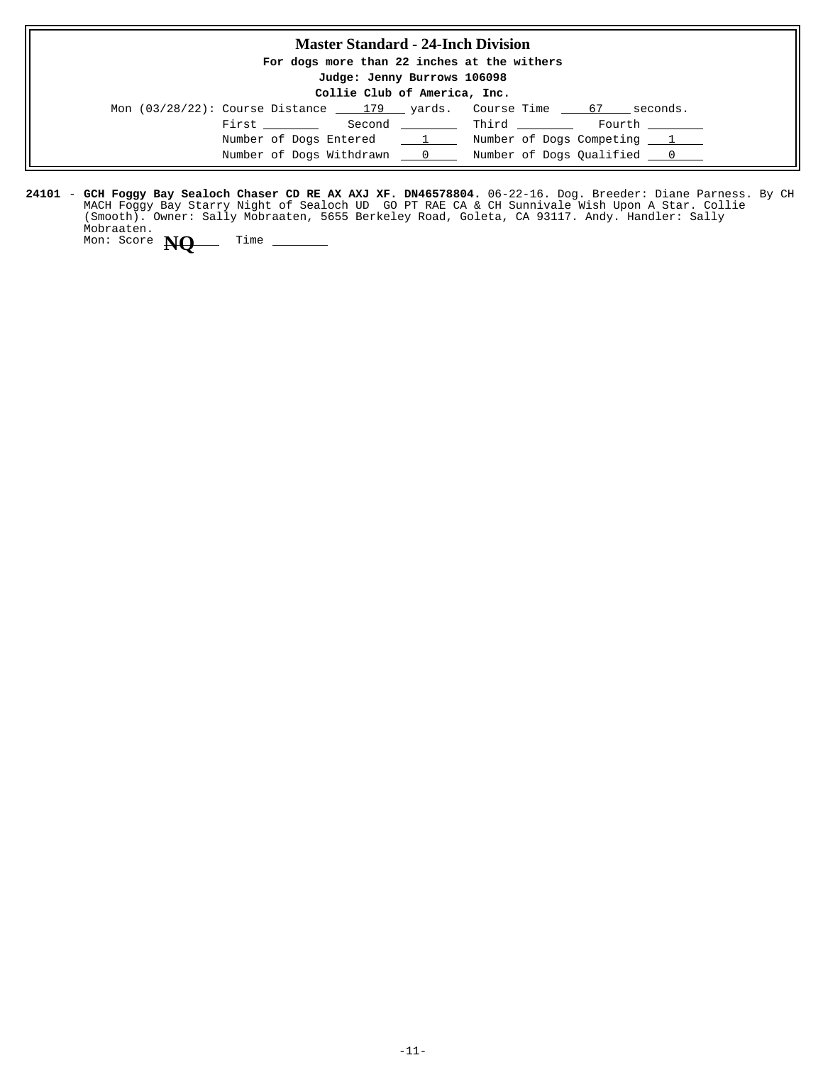# Master Standard - 24-Inch Division

**For dogs more than 22 inches at the withers**

**Judge: Jenny Burrows 106098**

**Collie Club of America, Inc.**

Mon (03/28/22): Course Distance 179 yards. Course Time 67 seconds.

First ________ Second ________ Third ________ Fourth ________

Number of Dogs Entered 1 Number of Dogs Competing 1

Number of Dogs Withdrawn 0 Number of Dogs Qualified 0

**24101** - **GCH Foggy Bay Sealoch Chaser CD RE AX AXJ XF. DN46578804.** 06-22-16. Dog. Breeder: Diane Parness. By CH MACH Foggy Bay Starry Night of Sealoch UD GO PT RAE CA & CH Sunnivale Wish Upon A Star. Collie (Smooth). Owner: Sally Mobraaten, 5655 Berkeley Road, Goleta, CA 93117. Andy. Handler: Sally Mobraaten.

Mon: Score **NQ** Time ________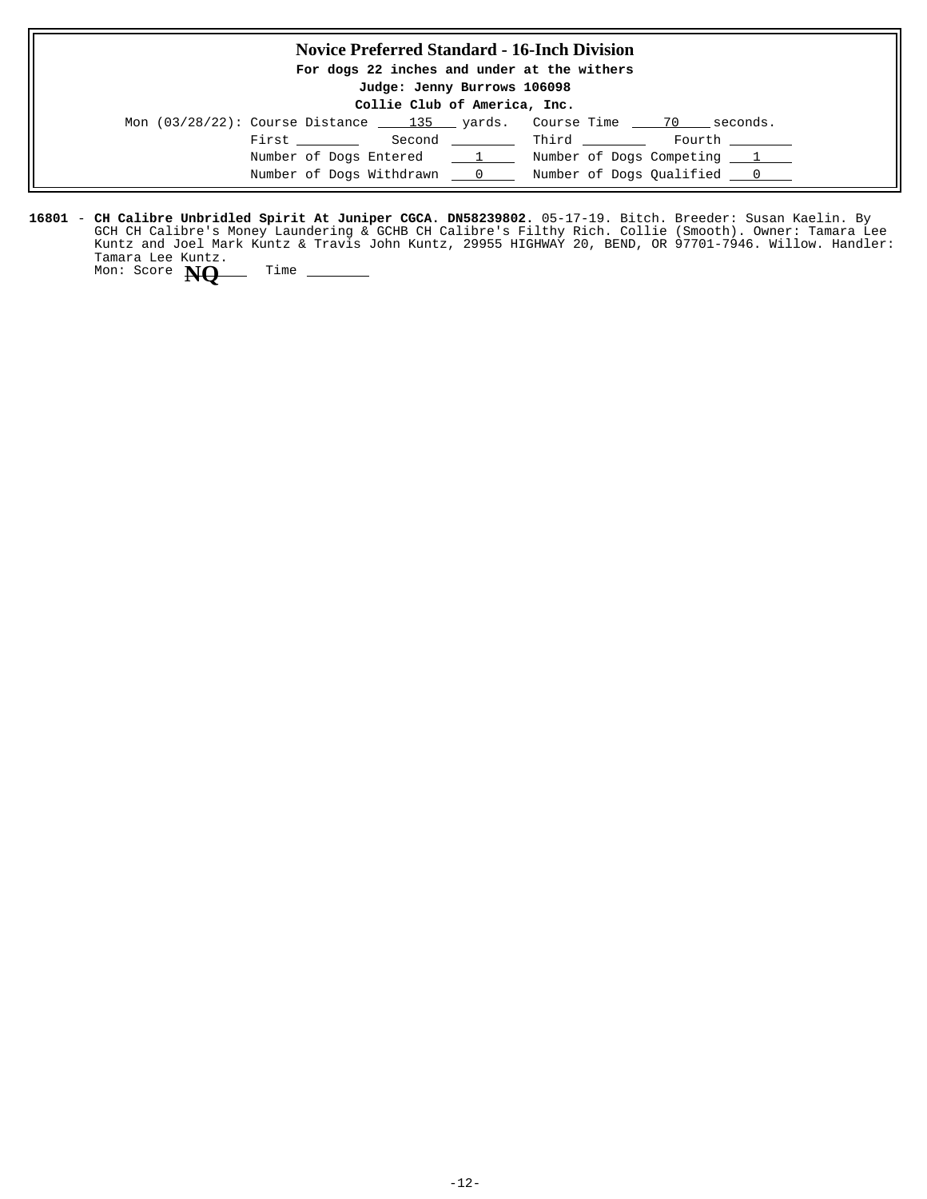## Novice Preferred Standard - 16-Inch Division

**For dogs 22 inches and under at the withers**

**Judge: Jenny Burrows 106098**

**Collie Club of America, Inc.**

Mon (03/28/22): Course Distance 135 yards. Course Time 70 seconds.

First ________ Second ________ Third ________ Fourth ________

Number of Dogs Entered 1 Number of Dogs Competing 1

Number of Dogs Withdrawn 0 Number of Dogs Qualified 0

**16801** - **CH Calibre Unbridled Spirit At Juniper CGCA. DN58239802.** 05-17-19. Bitch. Breeder: Susan Kaelin. By GCH CH Calibre's Money Laundering & GCHB CH Calibre's Filthy Rich. Collie (Smooth). Owner: Tamara Lee Kuntz and Joel Mark Kuntz & Travis John Kuntz, 29955 HIGHWAY 20, BEND, OR 97701-7946. Willow. Handler: Tamara Lee Kuntz.

Mon: Score **NQ** Time ________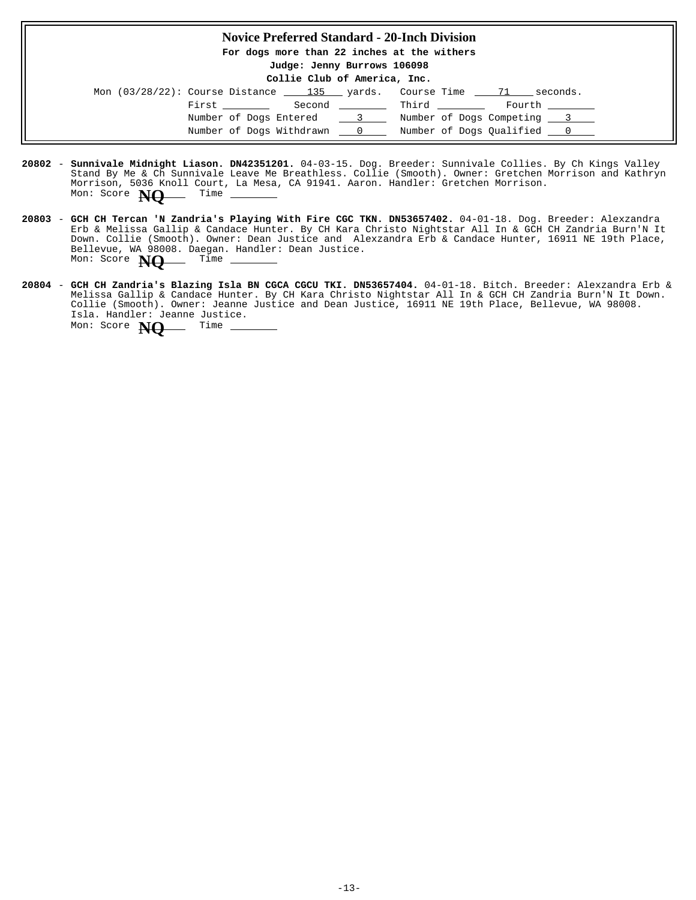## Novice Preferred Standard - 20-Inch Division

**For dogs more than 22 inches at the withers**

**Judge: Jenny Burrows 106098**

**Collie Club of America, Inc.**

Mon (03/28/22): Course Distance 135 yards. Course Time 71 seconds.

First ________ Second ________ Third ________ Fourth ________

Number of Dogs Entered 3 Number of Dogs Competing 3

Number of Dogs Withdrawn 0 Number of Dogs Qualified 0

**20802** - **Sunnivale Midnight Liason. DN42351201.** 04-03-15. Dog. Breeder: Sunnivale Collies. By Ch Kings Valley Stand By Me & Ch Sunnivale Leave Me Breathless. Collie (Smooth). Owner: Gretchen Morrison and Kathryn Morrison, 5036 Knoll Court, La Mesa, CA 91941. Aaron. Handler: Gretchen Morrison.
Mon: Score **NQ** Time ________

**20803** - **GCH CH Tercan 'N Zandria's Playing With Fire CGC TKN. DN53657402.** 04-01-18. Dog. Breeder: Alexzandra Erb & Melissa Gallip & Candace Hunter. By CH Kara Christo Nightstar All In & GCH CH Zandria Burn'N It Down. Collie (Smooth). Owner: Dean Justice and Alexzandra Erb & Candace Hunter, 16911 NE 19th Place, Bellevue, WA 98008. Daegan. Handler: Dean Justice.
Mon: Score **NQ** Time ________

**20804** - **GCH CH Zandria's Blazing Isla BN CGCA CGCU TKI. DN53657404.** 04-01-18. Bitch. Breeder: Alexzandra Erb & Melissa Gallip & Candace Hunter. By CH Kara Christo Nightstar All In & GCH CH Zandria Burn'N It Down. Collie (Smooth). Owner: Jeanne Justice and Dean Justice, 16911 NE 19th Place, Bellevue, WA 98008. Isla. Handler: Jeanne Justice.
Mon: Score **NQ** Time ________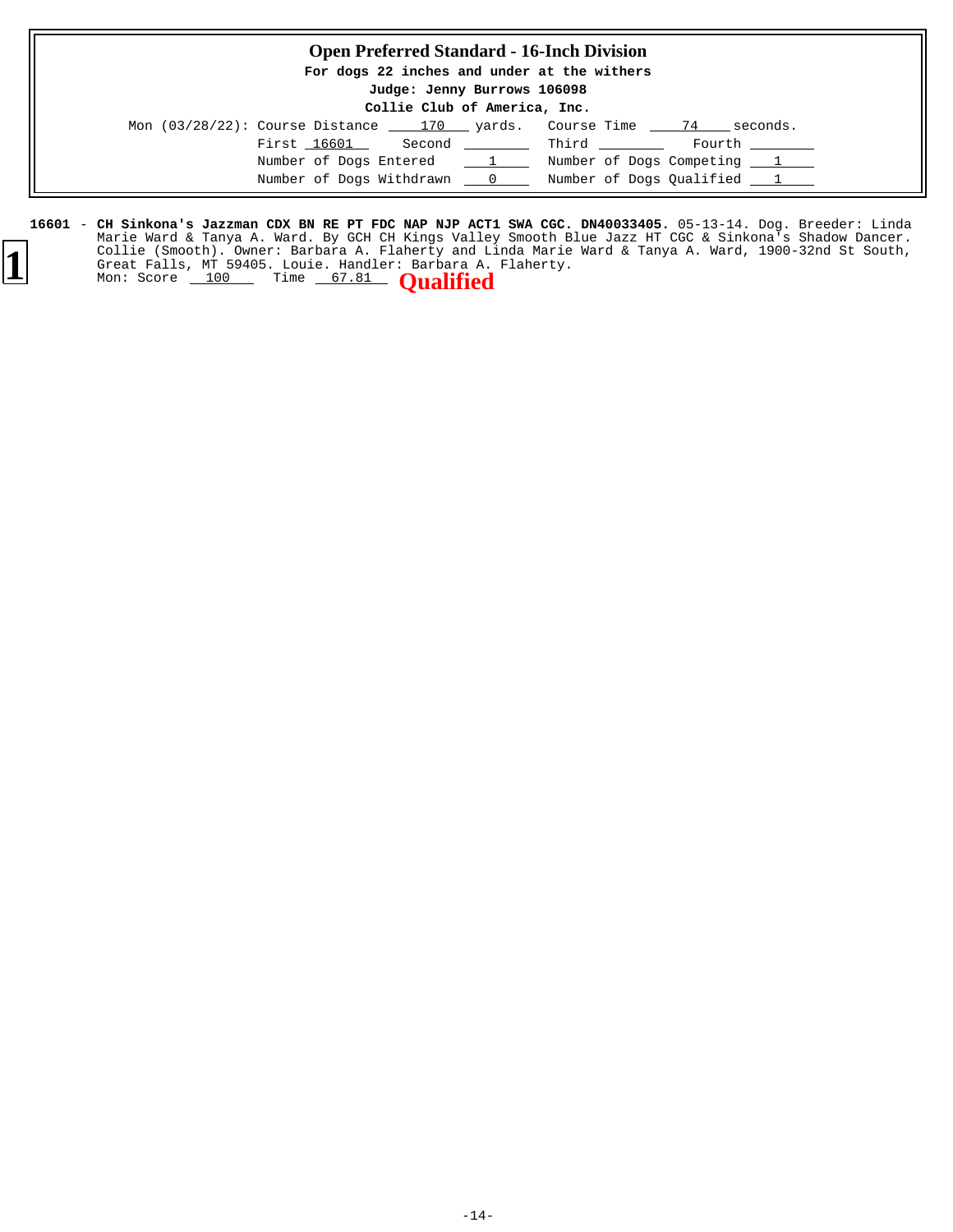## Open Preferred Standard - 16-Inch Division

**For dogs 22 inches and under at the withers**

**Judge: Jenny Burrows 106098**

**Collie Club of America, Inc.**

Mon (03/28/22): Course Distance 170 yards. Course Time 74 seconds.

First 16601 Second \_\_\_\_ Third \_\_\_\_ Fourth \_\_\_\_

Number of Dogs Entered 1 Number of Dogs Competing 1

Number of Dogs Withdrawn 0 Number of Dogs Qualified 1

**1**

**16601** - **CH Sinkona's Jazzman CDX BN RE PT FDC NAP NJP ACT1 SWA CGC. DN40033405.** 05-13-14. Dog. Breeder: Linda Marie Ward & Tanya A. Ward. By GCH CH Kings Valley Smooth Blue Jazz HT CGC & Sinkona's Shadow Dancer. Collie (Smooth). Owner: Barbara A. Flaherty and Linda Marie Ward & Tanya A. Ward, 1900-32nd St South, Great Falls, MT 59405. Louie. Handler: Barbara A. Flaherty.
Mon: Score 100 Time 67.81 **Qualified**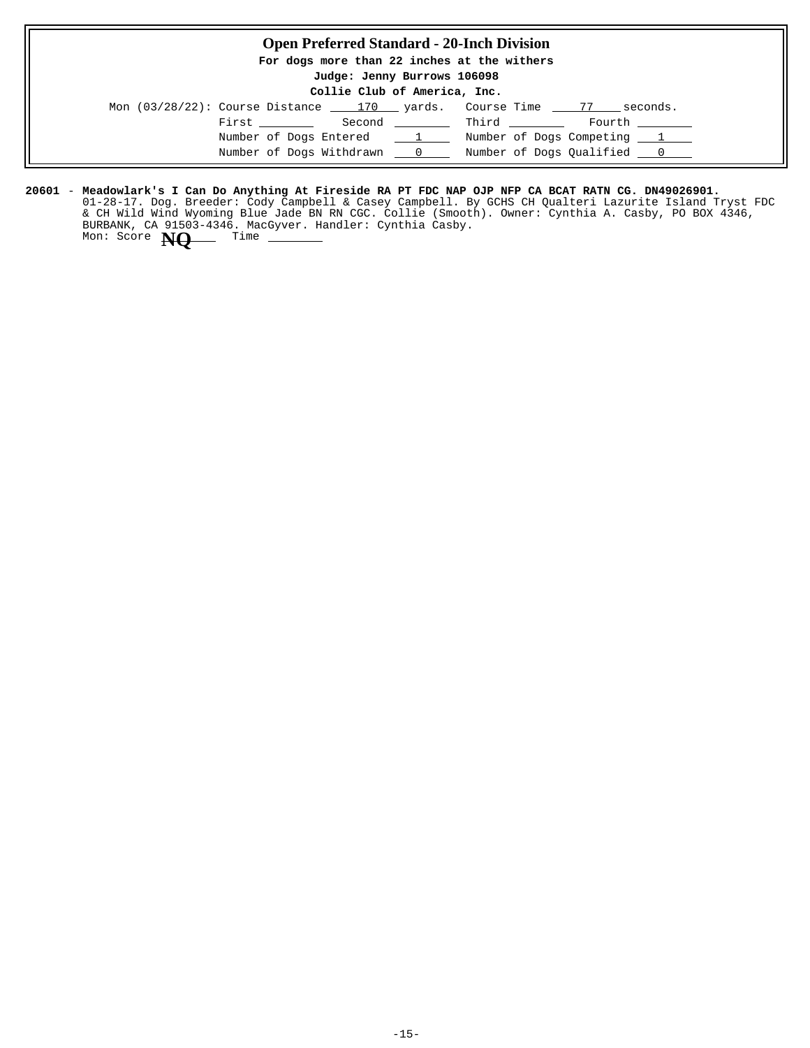## Open Preferred Standard - 20-Inch Division

**For dogs more than 22 inches at the withers**

**Judge: Jenny Burrows 106098**

**Collie Club of America, Inc.**

Mon (03/28/22): Course Distance 170 yards. Course Time 77 seconds.

First ________ Second ________ Third ________ Fourth ________

Number of Dogs Entered 1 Number of Dogs Competing 1

Number of Dogs Withdrawn 0 Number of Dogs Qualified 0

**20601** - **Meadowlark's I Can Do Anything At Fireside RA PT FDC NAP OJP NFP CA BCAT RATN CG. DN49026901.** 01-28-17. Dog. Breeder: Cody Campbell & Casey Campbell. By GCHS CH Qualteri Lazurite Island Tryst FDC & CH Wild Wind Wyoming Blue Jade BN RN CGC. Collie (Smooth). Owner: Cynthia A. Casby, PO BOX 4346, BURBANK, CA 91503-4346. MacGyver. Handler: Cynthia Casby.
Mon: Score **NQ** Time ________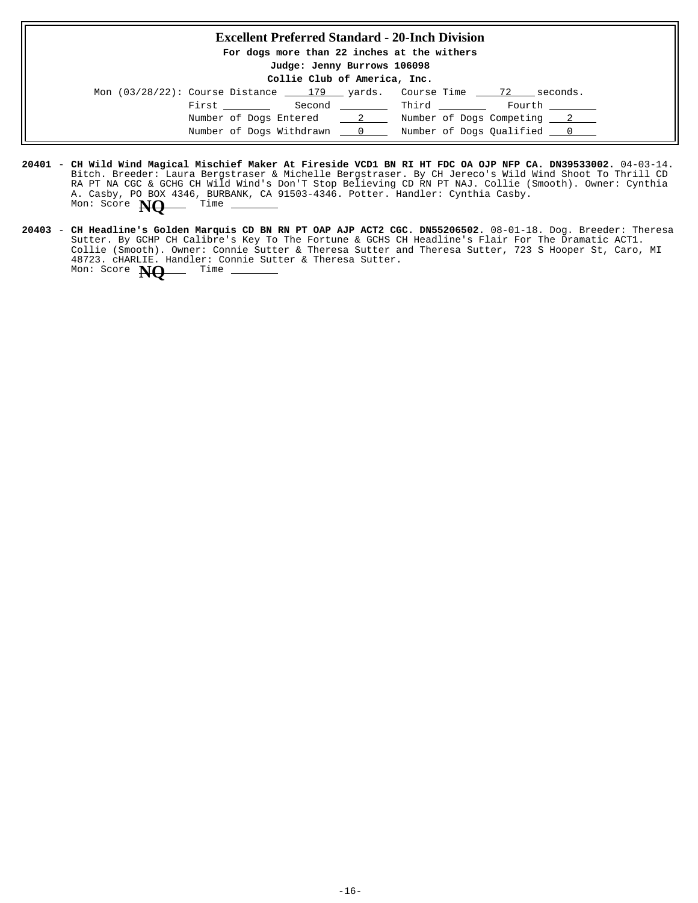## Excellent Preferred Standard - 20-Inch Division

**For dogs more than 22 inches at the withers**

**Judge: Jenny Burrows 106098**

**Collie Club of America, Inc.**

Mon (03/28/22): Course Distance 179 yards. Course Time 72 seconds.

First ________ Second ________ Third ________ Fourth ________

Number of Dogs Entered 2 Number of Dogs Competing 2

Number of Dogs Withdrawn 0 Number of Dogs Qualified 0

**20401** - **CH Wild Wind Magical Mischief Maker At Fireside VCD1 BN RI HT FDC OA OJP NFP CA. DN39533002.** 04-03-14. Bitch. Breeder: Laura Bergstraser & Michelle Bergstraser. By CH Jereco's Wild Wind Shoot To Thrill CD RA PT NA CGC & GCHG CH Wild Wind's Don'T Stop Believing CD RN PT NAJ. Collie (Smooth). Owner: Cynthia A. Casby, PO BOX 4346, BURBANK, CA 91503-4346. Potter. Handler: Cynthia Casby.
Mon: Score **NQ** Time ________

**20403** - **CH Headline's Golden Marquis CD BN RN PT OAP AJP ACT2 CGC. DN55206502.** 08-01-18. Dog. Breeder: Theresa Sutter. By GCHP CH Calibre's Key To The Fortune & GCHS CH Headline's Flair For The Dramatic ACT1. Collie (Smooth). Owner: Connie Sutter & Theresa Sutter and Theresa Sutter, 723 S Hooper St, Caro, MI 48723. cHARLIE. Handler: Connie Sutter & Theresa Sutter.
Mon: Score **NQ** Time ________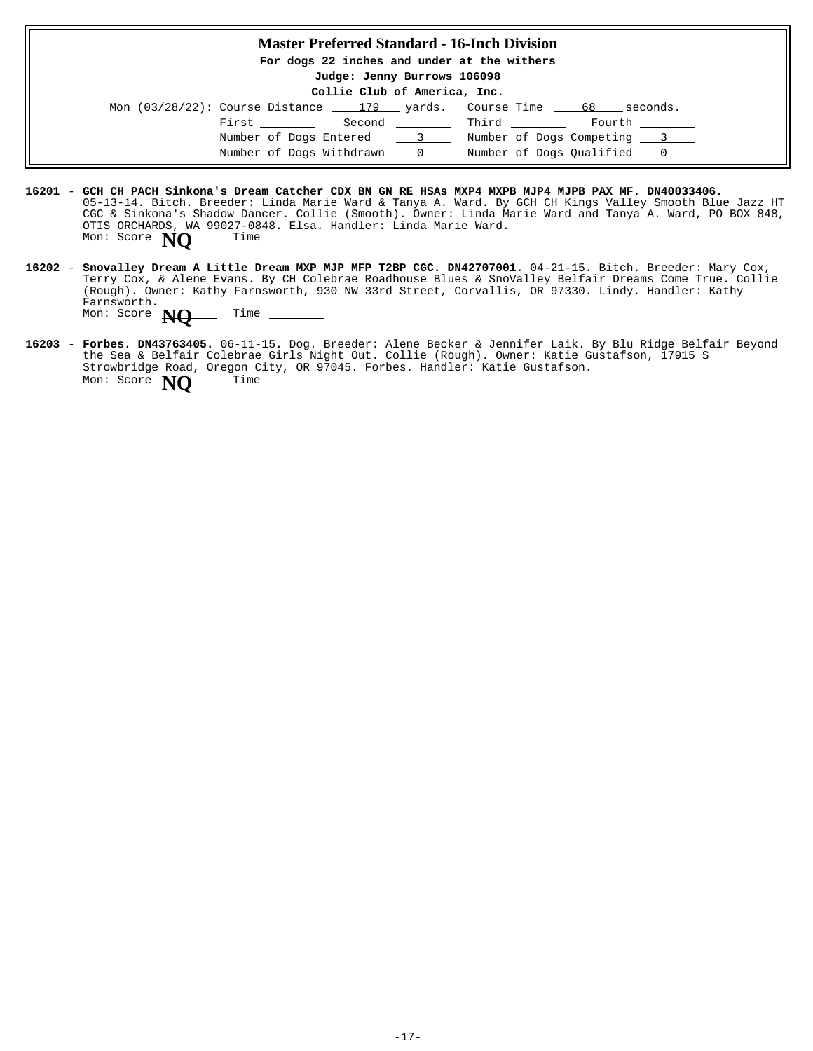## Master Preferred Standard - 16-Inch Division

**For dogs 22 inches and under at the withers**

**Judge: Jenny Burrows 106098**

**Collie Club of America, Inc.**

Mon (03/28/22): Course Distance 179 yards. Course Time 68 seconds.

First ________ Second ________ Third ________ Fourth ________

Number of Dogs Entered 3 Number of Dogs Competing 3

Number of Dogs Withdrawn 0 Number of Dogs Qualified 0

**16201** - **GCH CH PACH Sinkona's Dream Catcher CDX BN GN RE HSAs MXP4 MXPB MJP4 MJPB PAX MF. DN40033406.** 05-13-14. Bitch. Breeder: Linda Marie Ward & Tanya A. Ward. By GCH CH Kings Valley Smooth Blue Jazz HT CGC & Sinkona's Shadow Dancer. Collie (Smooth). Owner: Linda Marie Ward and Tanya A. Ward, PO BOX 848, OTIS ORCHARDS, WA 99027-0848. Elsa. Handler: Linda Marie Ward.
Mon: Score **NQ** Time ________

**16202** - **Snovalley Dream A Little Dream MXP MJP MFP T2BP CGC. DN42707001.** 04-21-15. Bitch. Breeder: Mary Cox, Terry Cox, & Alene Evans. By CH Colebrae Roadhouse Blues & SnoValley Belfair Dreams Come True. Collie (Rough). Owner: Kathy Farnsworth, 930 NW 33rd Street, Corvallis, OR 97330. Lindy. Handler: Kathy Farnsworth.
Mon: Score **NQ** Time ________

**16203** - **Forbes. DN43763405.** 06-11-15. Dog. Breeder: Alene Becker & Jennifer Laik. By Blu Ridge Belfair Beyond the Sea & Belfair Colebrae Girls Night Out. Collie (Rough). Owner: Katie Gustafson, 17915 S Strowbridge Road, Oregon City, OR 97045. Forbes. Handler: Katie Gustafson.
Mon: Score **NQ** Time ________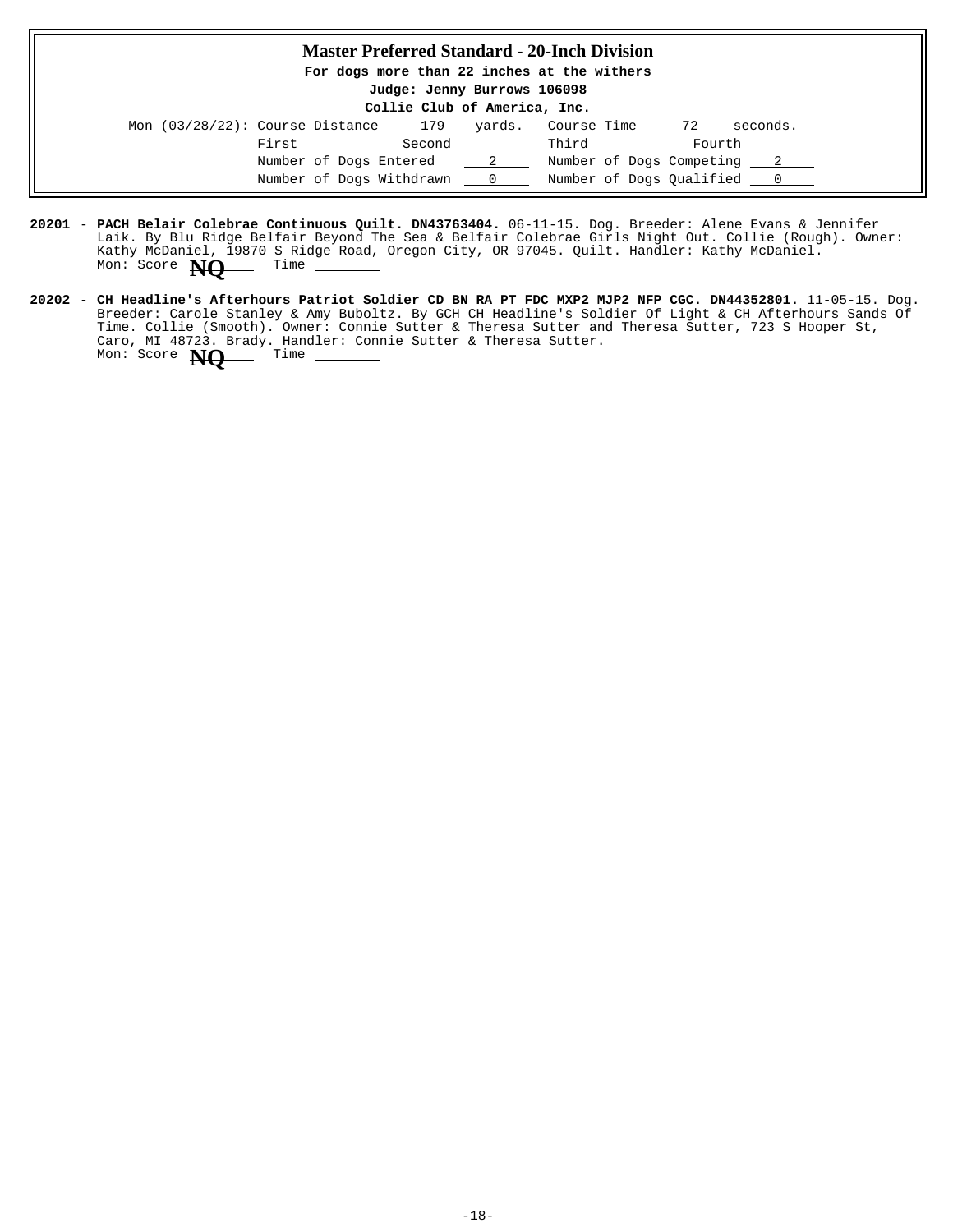## Master Preferred Standard - 20-Inch Division

**For dogs more than 22 inches at the withers**

**Judge: Jenny Burrows 106098**

**Collie Club of America, Inc.**

Mon (03/28/22): Course Distance 179 yards. Course Time 72 seconds.

First ______ Second ______ Third ______ Fourth ______

Number of Dogs Entered 2 Number of Dogs Competing 2

Number of Dogs Withdrawn 0 Number of Dogs Qualified 0

**20201** - **PACH Belair Colebrae Continuous Quilt. DN43763404.** 06-11-15. Dog. Breeder: Alene Evans & Jennifer Laik. By Blu Ridge Belfair Beyond The Sea & Belfair Colebrae Girls Night Out. Collie (Rough). Owner: Kathy McDaniel, 19870 S Ridge Road, Oregon City, OR 97045. Quilt. Handler: Kathy McDaniel.
Mon: Score **NQ** Time ______

**20202** - **CH Headline's Afterhours Patriot Soldier CD BN RA PT FDC MXP2 MJP2 NFP CGC. DN44352801.** 11-05-15. Dog. Breeder: Carole Stanley & Amy Buboltz. By GCH CH Headline's Soldier Of Light & CH Afterhours Sands Of Time. Collie (Smooth). Owner: Connie Sutter & Theresa Sutter and Theresa Sutter, 723 S Hooper St, Caro, MI 48723. Brady. Handler: Connie Sutter & Theresa Sutter.
Mon: Score **NQ** Time ______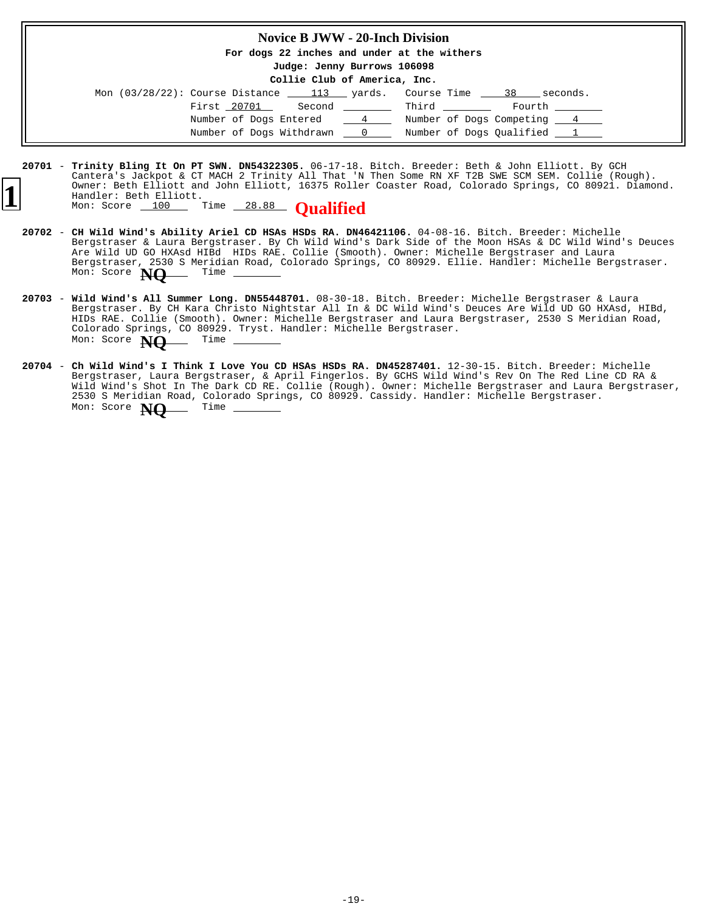## Novice B JWW - 20-Inch Division

**For dogs 22 inches and under at the withers**

**Judge: Jenny Burrows 106098**

**Collie Club of America, Inc.**

Mon (03/28/22): Course Distance 113 yards. Course Time 38 seconds.

First 20701 Second ________ Third ________ Fourth ________

Number of Dogs Entered 4 Number of Dogs Competing 4

Number of Dogs Withdrawn 0 Number of Dogs Qualified 1

**1**

**20701** - **Trinity Bling It On PT SWN. DN54322305.** 06-17-18. Bitch. Breeder: Beth & John Elliott. By GCH Cantera's Jackpot & CT MACH 2 Trinity All That 'N Then Some RN XF T2B SWE SCM SEM. Collie (Rough). Owner: Beth Elliott and John Elliott, 16375 Roller Coaster Road, Colorado Springs, CO 80921. Diamond. Handler: Beth Elliott.
Mon: Score 100 Time 28.88 **Qualified**

**20702** - **CH Wild Wind's Ability Ariel CD HSAs HSDs RA. DN46421106.** 04-08-16. Bitch. Breeder: Michelle Bergstraser & Laura Bergstraser. By Ch Wild Wind's Dark Side of the Moon HSAs & DC Wild Wind's Deuces Are Wild UD GO HXAsd HIBd HIDs RAE. Collie (Smooth). Owner: Michelle Bergstraser and Laura Bergstraser, 2530 S Meridian Road, Colorado Springs, CO 80929. Ellie. Handler: Michelle Bergstraser.
Mon: Score **NQ** Time ________

**20703** - **Wild Wind's All Summer Long. DN55448701.** 08-30-18. Bitch. Breeder: Michelle Bergstraser & Laura Bergstraser. By CH Kara Christo Nightstar All In & DC Wild Wind's Deuces Are Wild UD GO HXAsd, HIBd, HIDs RAE. Collie (Smooth). Owner: Michelle Bergstraser and Laura Bergstraser, 2530 S Meridian Road, Colorado Springs, CO 80929. Tryst. Handler: Michelle Bergstraser.
Mon: Score **NQ** Time ________

**20704** - **Ch Wild Wind's I Think I Love You CD HSAs HSDs RA. DN45287401.** 12-30-15. Bitch. Breeder: Michelle Bergstraser, Laura Bergstraser, & April Fingerlos. By GCHS Wild Wind's Rev On The Red Line CD RA & Wild Wind's Shot In The Dark CD RE. Collie (Rough). Owner: Michelle Bergstraser and Laura Bergstraser, 2530 S Meridian Road, Colorado Springs, CO 80929. Cassidy. Handler: Michelle Bergstraser.
Mon: Score **NQ** Time ________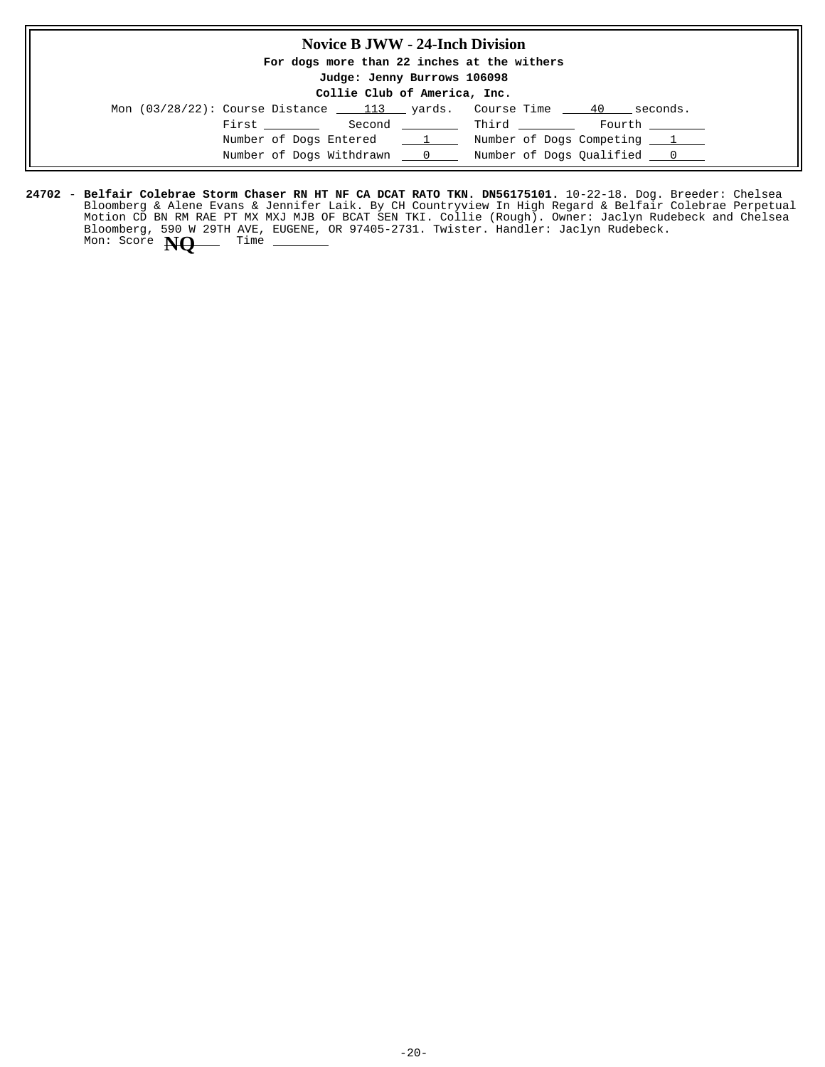## Novice B JWW - 24-Inch Division

**For dogs more than 22 inches at the withers**

**Judge: Jenny Burrows 106098**

**Collie Club of America, Inc.**

Mon (03/28/22): Course Distance 113 yards. Course Time 40 seconds.

First ________ Second ________ Third ________ Fourth ________

Number of Dogs Entered 1 Number of Dogs Competing 1

Number of Dogs Withdrawn 0 Number of Dogs Qualified 0

**24702** - **Belfair Colebrae Storm Chaser RN HT NF CA DCAT RATO TKN. DN56175101.** 10-22-18. Dog. Breeder: Chelsea Bloomberg & Alene Evans & Jennifer Laik. By CH Countryview In High Regard & Belfair Colebrae Perpetual Motion CD BN RM RAE PT MX MXJ MJB OF BCAT SEN TKI. Collie (Rough). Owner: Jaclyn Rudebeck and Chelsea Bloomberg, 590 W 29TH AVE, EUGENE, OR 97405-2731. Twister. Handler: Jaclyn Rudebeck.
Mon: Score **NQ** Time ________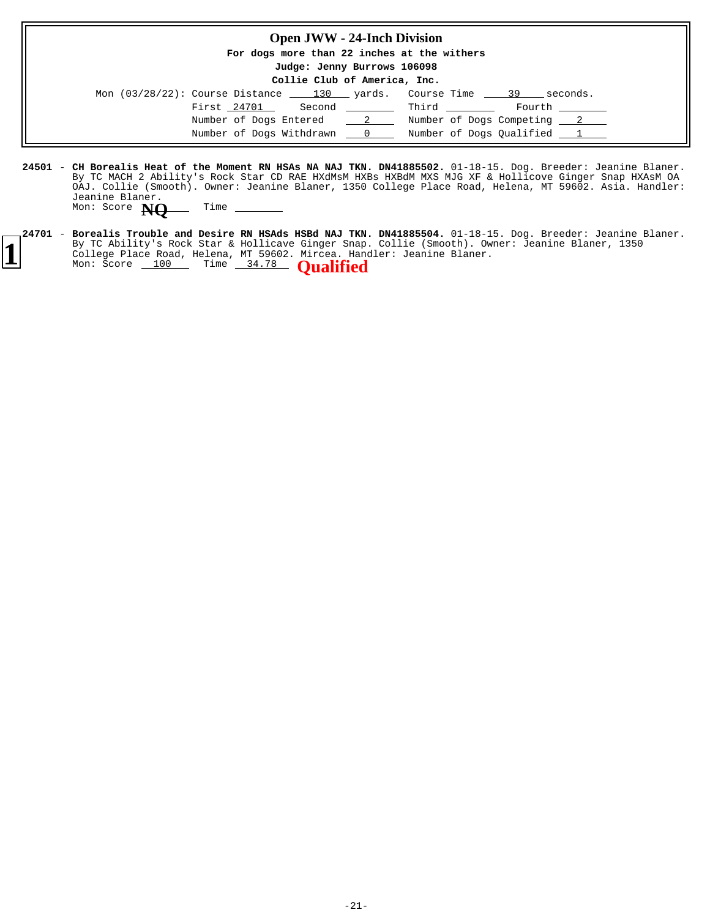## Open JWW - 24-Inch Division

**For dogs more than 22 inches at the withers**

**Judge: Jenny Burrows 106098**

**Collie Club of America, Inc.**

Mon (03/28/22): Course Distance 130 yards. Course Time 39 seconds.

First 24701 Second ________ Third ________ Fourth ________

Number of Dogs Entered 2 Number of Dogs Competing 2

Number of Dogs Withdrawn 0 Number of Dogs Qualified 1

**24501** - **CH Borealis Heat of the Moment RN HSAs NA NAJ TKN. DN41885502.** 01-18-15. Dog. Breeder: Jeanine Blaner. By TC MACH 2 Ability's Rock Star CD RAE HXdMsM HXBs HXBdM MXS MJG XF & Hollicove Ginger Snap HXAsM OA OAJ. Collie (Smooth). Owner: Jeanine Blaner, 1350 College Place Road, Helena, MT 59602. Asia. Handler: Jeanine Blaner.
Mon: Score **NQ** Time ________

**1**

**24701** - **Borealis Trouble and Desire RN HSAds HSBd NAJ TKN. DN41885504.** 01-18-15. Dog. Breeder: Jeanine Blaner. By TC Ability's Rock Star & Hollicave Ginger Snap. Collie (Smooth). Owner: Jeanine Blaner, 1350 College Place Road, Helena, MT 59602. Mircea. Handler: Jeanine Blaner.
Mon: Score 100 Time 34.78 **Qualified**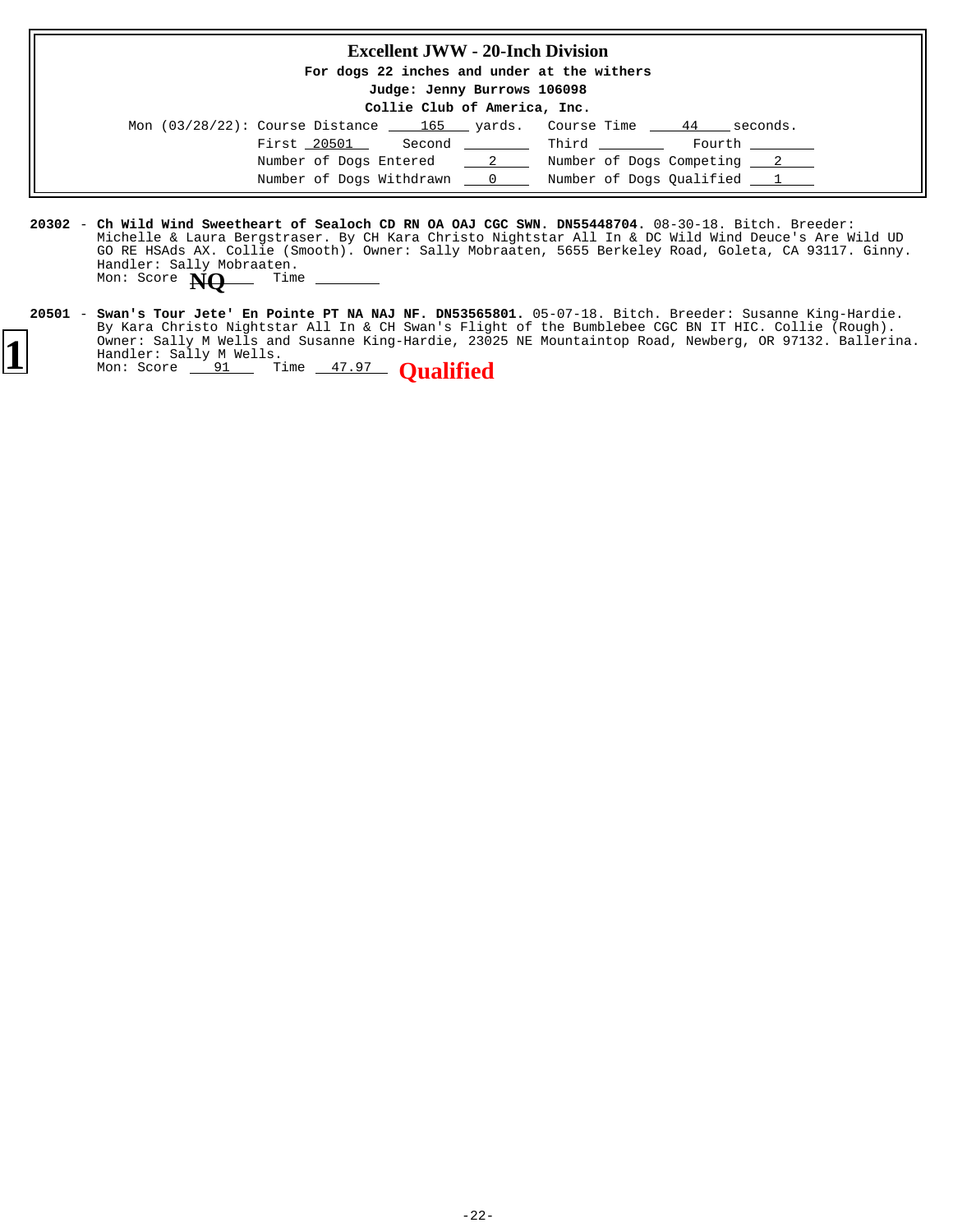## Excellent JWW - 20-Inch Division

**For dogs 22 inches and under at the withers**

**Judge: Jenny Burrows 106098**

**Collie Club of America, Inc.**

Mon (03/28/22): Course Distance 165 yards. Course Time 44 seconds.

First 20501 Second ______ Third ______ Fourth ______

Number of Dogs Entered 2 Number of Dogs Competing 2

Number of Dogs Withdrawn 0 Number of Dogs Qualified 1

**20302** - **Ch Wild Wind Sweetheart of Sealoch CD RN OA OAJ CGC SWN. DN55448704.** 08-30-18. Bitch. Breeder: Michelle & Laura Bergstraser. By CH Kara Christo Nightstar All In & DC Wild Wind Deuce's Are Wild UD GO RE HSAds AX. Collie (Smooth). Owner: Sally Mobraaten, 5655 Berkeley Road, Goleta, CA 93117. Ginny. Handler: Sally Mobraaten.
Mon: Score **NQ** Time ______

**20501** - **Swan's Tour Jete' En Pointe PT NA NAJ NF. DN53565801.** 05-07-18. Bitch. Breeder: Susanne King-Hardie. By Kara Christo Nightstar All In & CH Swan's Flight of the Bumblebee CGC BN IT HIC. Collie (Rough). Owner: Sally M Wells and Susanne King-Hardie, 23025 NE Mountaintop Road, Newberg, OR 97132. Ballerina. Handler: Sally M Wells.
Mon: Score 91 Time 47.97 **Qualified**

**1**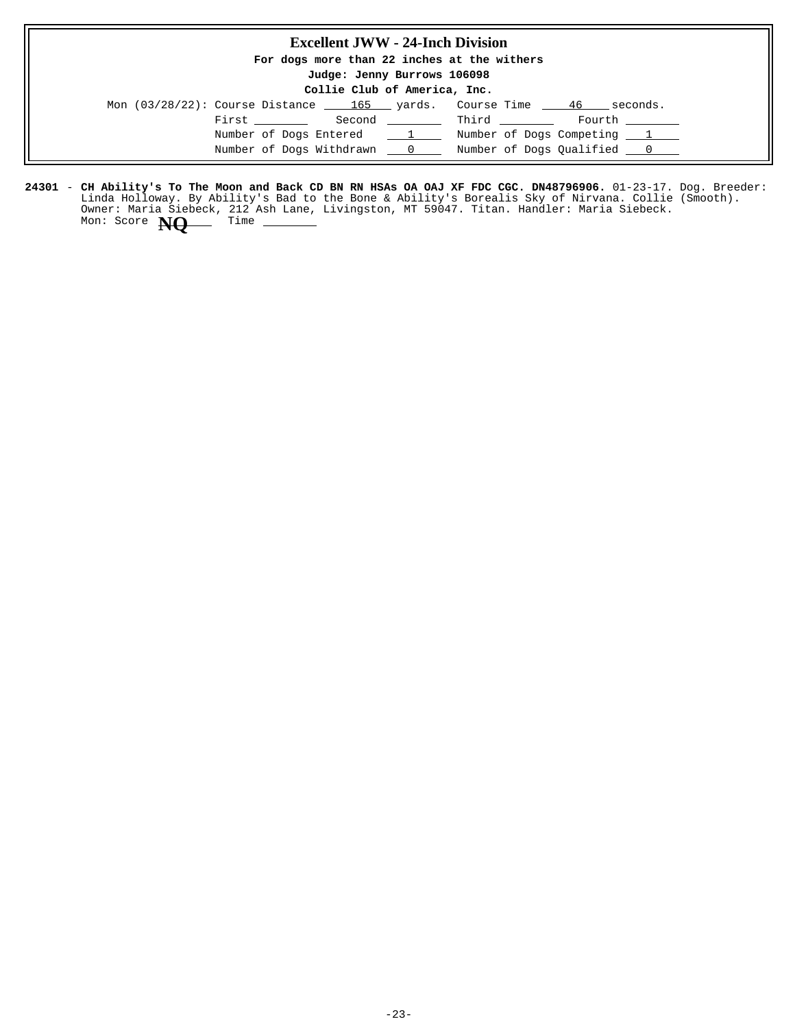## Excellent JWW - 24-Inch Division

**For dogs more than 22 inches at the withers**

**Judge: Jenny Burrows 106098**

**Collie Club of America, Inc.**

Mon (03/28/22): Course Distance 165 yards. Course Time 46 seconds.

First ________ Second ________ Third ________ Fourth ________

Number of Dogs Entered 1 Number of Dogs Competing 1

Number of Dogs Withdrawn 0 Number of Dogs Qualified 0

**24301** - **CH Ability's To The Moon and Back CD BN RN HSAs OA OAJ XF FDC CGC. DN48796906.** 01-23-17. Dog. Breeder: Linda Holloway. By Ability's Bad to the Bone & Ability's Borealis Sky of Nirvana. Collie (Smooth). Owner: Maria Siebeck, 212 Ash Lane, Livingston, MT 59047. Titan. Handler: Maria Siebeck.
Mon: Score **NQ** Time ________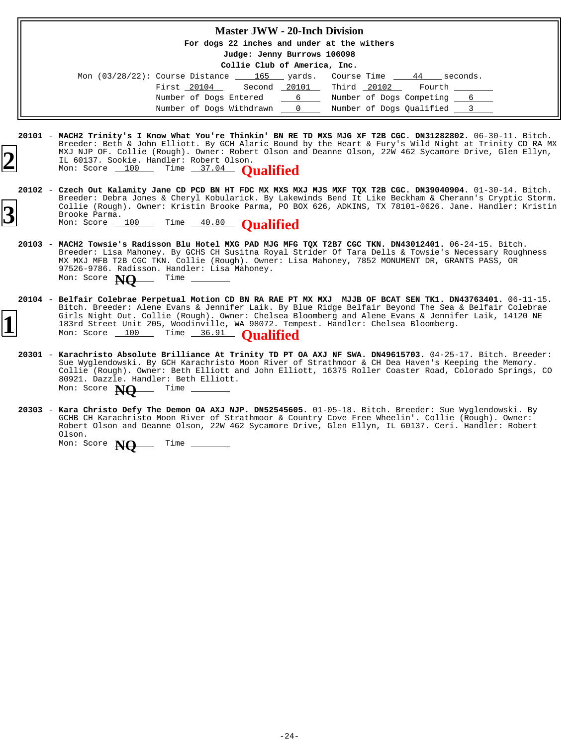# Master JWW - 20-Inch Division

**For dogs 22 inches and under at the withers**

**Judge: Jenny Burrows 106098**

**Collie Club of America, Inc.**

Mon (03/28/22): Course Distance 165 yards. Course Time 44 seconds.

First 20104 Second 20101 Third 20102 Fourth ________

Number of Dogs Entered 6 Number of Dogs Competing 6

Number of Dogs Withdrawn 0 Number of Dogs Qualified 3

---

**2**

**20101** - **MACH2 Trinity's I Know What You're Thinkin' BN RE TD MXS MJG XF T2B CGC. DN31282802.** 06-30-11. Bitch. Breeder: Beth & John Elliott. By GCH Alaric Bound by the Heart & Fury's Wild Night at Trinity CD RA MX MXJ NJP OF. Collie (Rough). Owner: Robert Olson and Deanne Olson, 22W 462 Sycamore Drive, Glen Ellyn, IL 60137. Sookie. Handler: Robert Olson.
Mon: Score 100 Time 37.04 **Qualified**

**3**

**20102** - **Czech Out Kalamity Jane CD PCD BN HT FDC MX MXS MXJ MJS MXF TQX T2B CGC. DN39040904.** 01-30-14. Bitch. Breeder: Debra Jones & Cheryl Kobularick. By Lakewinds Bend It Like Beckham & Cherann's Cryptic Storm. Collie (Rough). Owner: Kristin Brooke Parma, PO BOX 626, ADKINS, TX 78101-0626. Jane. Handler: Kristin Brooke Parma.
Mon: Score 100 Time 40.80 **Qualified**

**20103** - **MACH2 Towsie's Radisson Blu Hotel MXG PAD MJG MFG TQX T2B7 CGC TKN. DN43012401.** 06-24-15. Bitch. Breeder: Lisa Mahoney. By GCHS CH Susitna Royal Strider Of Tara Dells & Towsie's Necessary Roughness MX MXJ MFB T2B CGC TKN. Collie (Rough). Owner: Lisa Mahoney, 7852 MONUMENT DR, GRANTS PASS, OR 97526-9786. Radisson. Handler: Lisa Mahoney.
Mon: Score NQ Time ________

**1**

**20104** - **Belfair Colebrae Perpetual Motion CD BN RA RAE PT MX MXJ MJJB OF BCAT SEN TK1. DN43763401.** 06-11-15. Bitch. Breeder: Alene Evans & Jennifer Laik. By Blue Ridge Belfair Beyond The Sea & Belfair Colebrae Girls Night Out. Collie (Rough). Owner: Chelsea Bloomberg and Alene Evans & Jennifer Laik, 14120 NE 183rd Street Unit 205, Woodinville, WA 98072. Tempest. Handler: Chelsea Bloomberg.
Mon: Score 100 Time 36.91 **Qualified**

**20301** - **Karachristo Absolute Brilliance At Trinity TD PT OA AXJ NF SWA. DN49615703.** 04-25-17. Bitch. Breeder: Sue Wyglendowski. By GCH Karachristo Moon River of Strathmoor & CH Dea Haven's Keeping the Memory. Collie (Rough). Owner: Beth Elliott and John Elliott, 16375 Roller Coaster Road, Colorado Springs, CO 80921. Dazzle. Handler: Beth Elliott.
Mon: Score NQ Time ________

**20303** - **Kara Christo Defy The Demon OA AXJ NJP. DN52545605.** 01-05-18. Bitch. Breeder: Sue Wyglendowski. By GCHB CH Karachristo Moon River of Strathmoor & Country Cove Free Wheelin'. Collie (Rough). Owner: Robert Olson and Deanne Olson, 22W 462 Sycamore Drive, Glen Ellyn, IL 60137. Ceri. Handler: Robert Olson.
Mon: Score NQ Time ________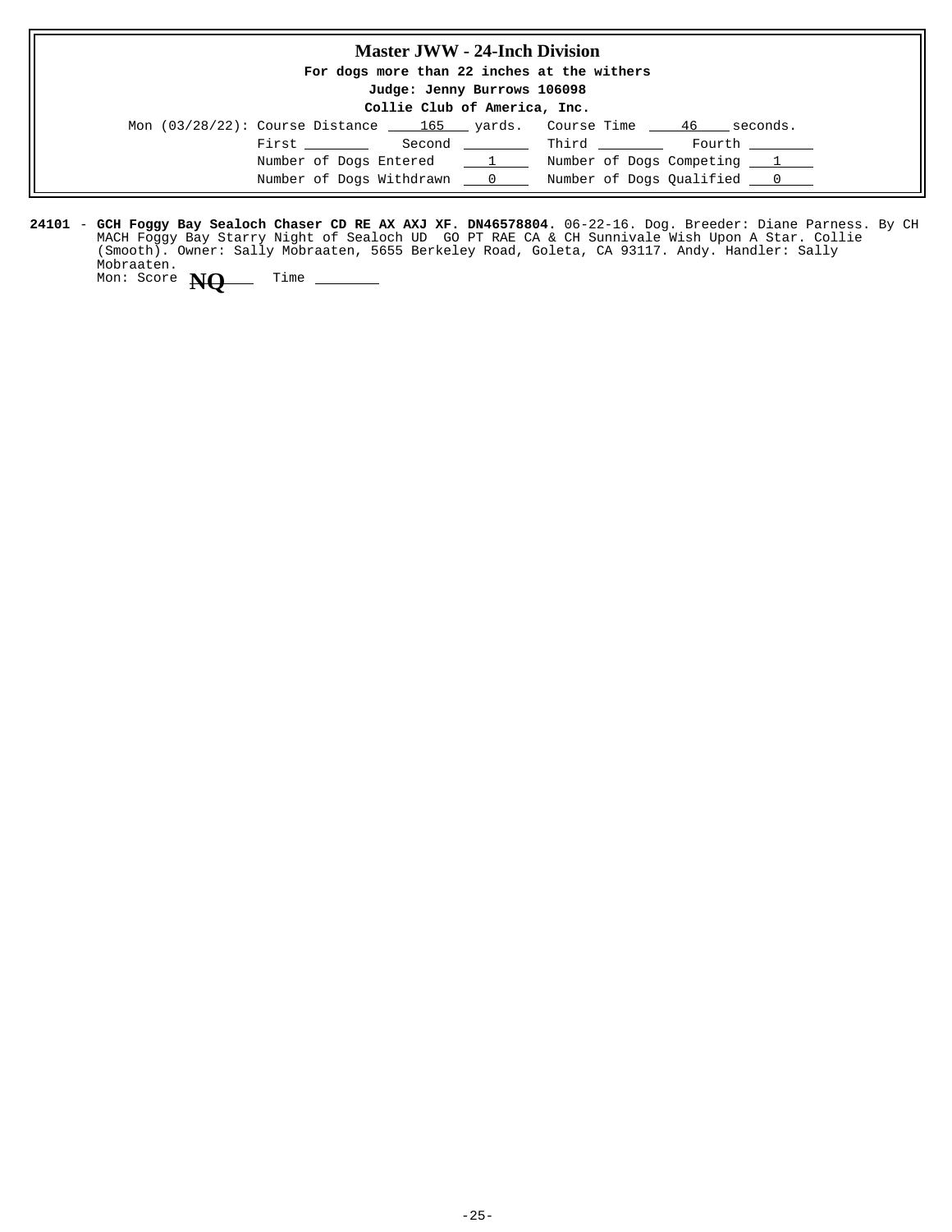# Master JWW - 24-Inch Division

**For dogs more than 22 inches at the withers**

**Judge: Jenny Burrows 106098**

**Collie Club of America, Inc.**

Mon (03/28/22): Course Distance 165 yards. Course Time 46 seconds.

First ________ Second ________ Third ________ Fourth ________

Number of Dogs Entered 1 Number of Dogs Competing 1

Number of Dogs Withdrawn 0 Number of Dogs Qualified 0

**24101** - **GCH Foggy Bay Sealoch Chaser CD RE AX AXJ XF. DN46578804.** 06-22-16. Dog. Breeder: Diane Parness. By CH MACH Foggy Bay Starry Night of Sealoch UD GO PT RAE CA & CH Sunnivale Wish Upon A Star. Collie (Smooth). Owner: Sally Mobraaten, 5655 Berkeley Road, Goleta, CA 93117. Andy. Handler: Sally Mobraaten.

Mon: Score **NQ** Time ________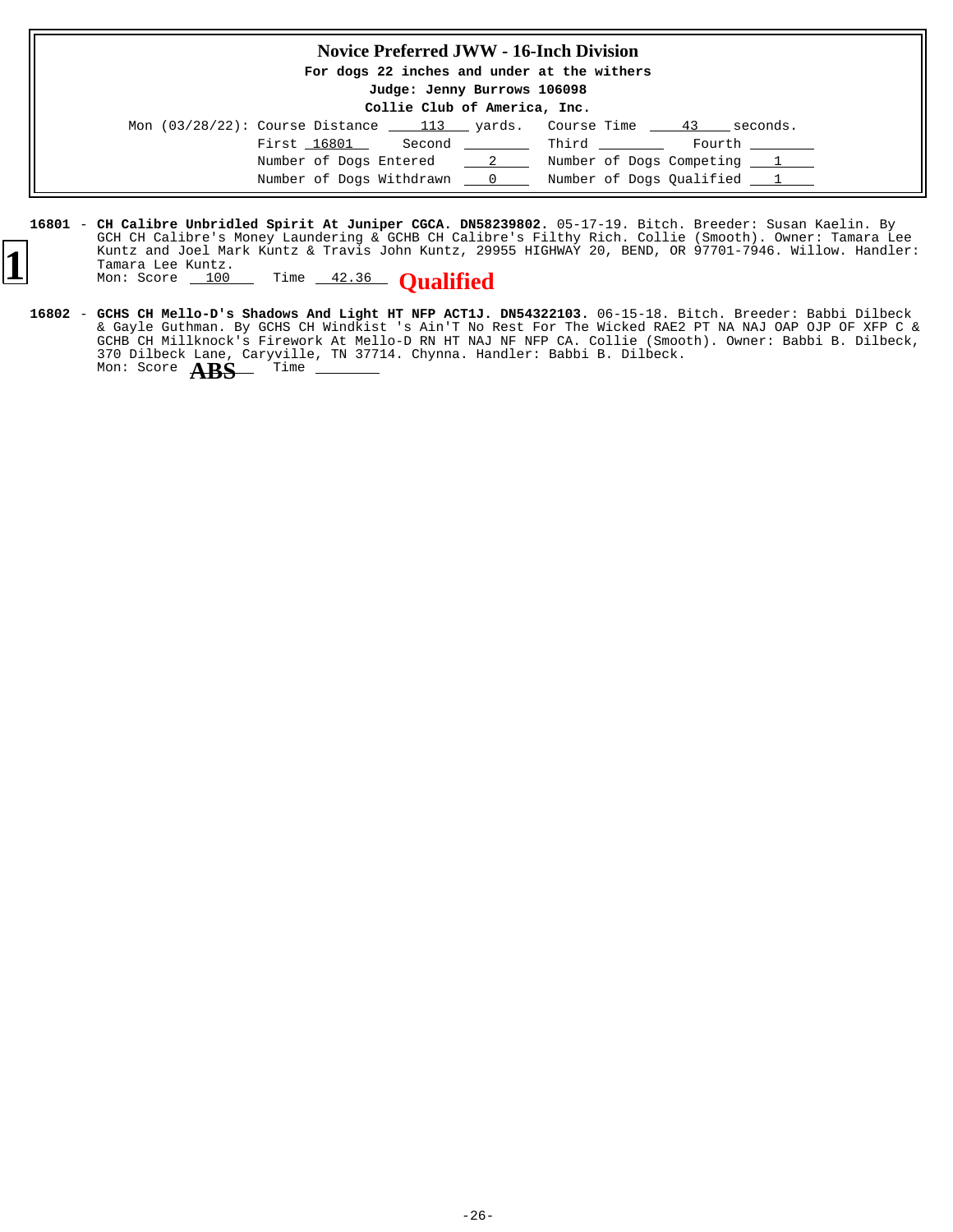## Novice Preferred JWW - 16-Inch Division

**For dogs 22 inches and under at the withers**

**Judge: Jenny Burrows 106098**

**Collie Club of America, Inc.**

Mon (03/28/22): Course Distance 113 yards. Course Time 43 seconds.

First 16801 Second ________ Third ________ Fourth ________

Number of Dogs Entered 2 Number of Dogs Competing 1

Number of Dogs Withdrawn 0 Number of Dogs Qualified 1

**1**

**16801** - **CH Calibre Unbridled Spirit At Juniper CGCA. DN58239802.** 05-17-19. Bitch. Breeder: Susan Kaelin. By GCH CH Calibre's Money Laundering & GCHB CH Calibre's Filthy Rich. Collie (Smooth). Owner: Tamara Lee Kuntz and Joel Mark Kuntz & Travis John Kuntz, 29955 HIGHWAY 20, BEND, OR 97701-7946. Willow. Handler: Tamara Lee Kuntz.
Mon: Score 100 Time 42.36 **Qualified**

**16802** - **GCHS CH Mello-D's Shadows And Light HT NFP ACT1J. DN54322103.** 06-15-18. Bitch. Breeder: Babbi Dilbeck & Gayle Guthman. By GCHS CH Windkist 's Ain'T No Rest For The Wicked RAE2 PT NA NAJ OAP OJP OF XFP C & GCHB CH Millknock's Firework At Mello-D RN HT NAJ NF NFP CA. Collie (Smooth). Owner: Babbi B. Dilbeck, 370 Dilbeck Lane, Caryville, TN 37714. Chynna. Handler: Babbi B. Dilbeck.
Mon: Score **ABS** Time ________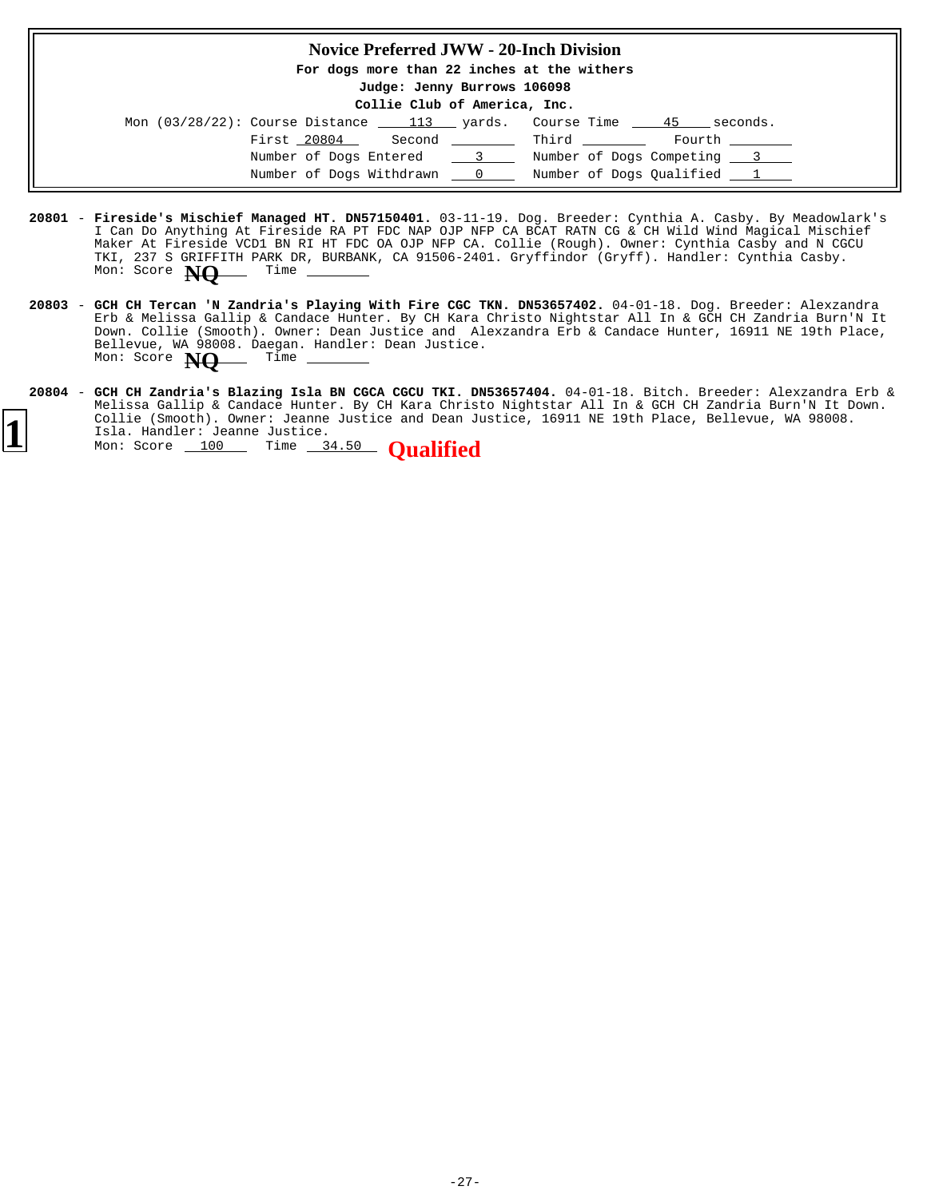## Novice Preferred JWW - 20-Inch Division

**For dogs more than 22 inches at the withers**

**Judge: Jenny Burrows 106098**

**Collie Club of America, Inc.**

Mon (03/28/22): Course Distance 113 yards. Course Time 45 seconds.

First 20804 Second ______ Third ______ Fourth ______

Number of Dogs Entered 3 Number of Dogs Competing 3

Number of Dogs Withdrawn 0 Number of Dogs Qualified 1

**20801** - **Fireside's Mischief Managed HT. DN57150401.** 03-11-19. Dog. Breeder: Cynthia A. Casby. By Meadowlark's I Can Do Anything At Fireside RA PT FDC NAP OJP NFP CA BCAT RATN CG & CH Wild Wind Magical Mischief Maker At Fireside VCD1 BN RI HT FDC OA OJP NFP CA. Collie (Rough). Owner: Cynthia Casby and N CGCU TKI, 237 S GRIFFITH PARK DR, BURBANK, CA 91506-2401. Gryffindor (Gryff). Handler: Cynthia Casby.
Mon: Score **NQ** Time ______

**20803** - **GCH CH Tercan 'N Zandria's Playing With Fire CGC TKN. DN53657402.** 04-01-18. Dog. Breeder: Alexzandra Erb & Melissa Gallip & Candace Hunter. By CH Kara Christo Nightstar All In & GCH CH Zandria Burn'N It Down. Collie (Smooth). Owner: Dean Justice and Alexzandra Erb & Candace Hunter, 16911 NE 19th Place, Bellevue, WA 98008. Daegan. Handler: Dean Justice.
Mon: Score **NQ** Time ______

**1**

**20804** - **GCH CH Zandria's Blazing Isla BN CGCA CGCU TKI. DN53657404.** 04-01-18. Bitch. Breeder: Alexzandra Erb & Melissa Gallip & Candace Hunter. By CH Kara Christo Nightstar All In & GCH CH Zandria Burn'N It Down. Collie (Smooth). Owner: Jeanne Justice and Dean Justice, 16911 NE 19th Place, Bellevue, WA 98008. Isla. Handler: Jeanne Justice.
Mon: Score 100 Time 34.50 **Qualified**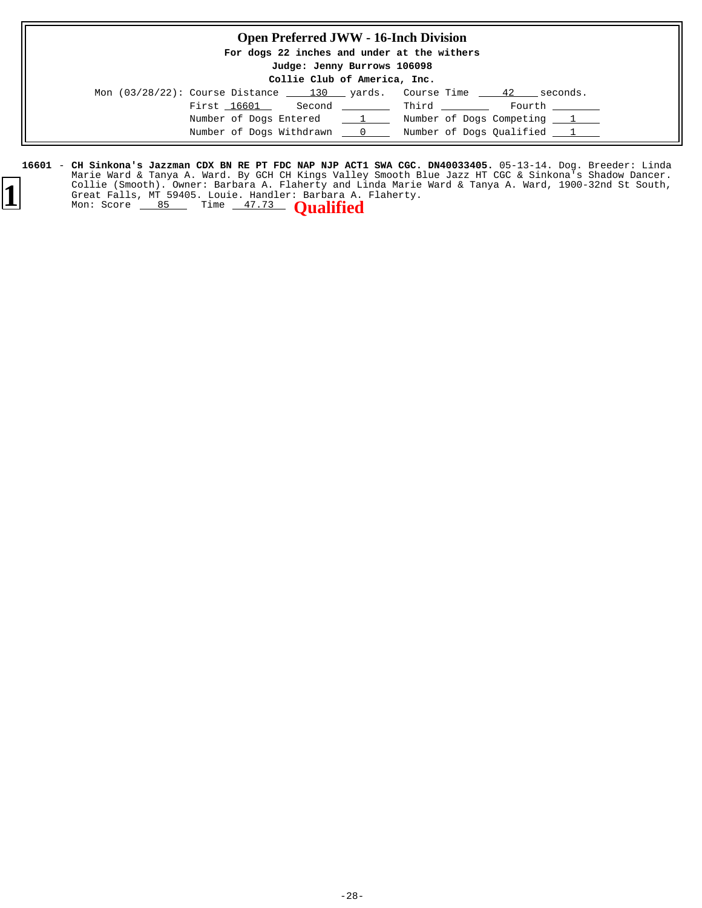## Open Preferred JWW - 16-Inch Division

**For dogs 22 inches and under at the withers**

**Judge: Jenny Burrows 106098**

**Collie Club of America, Inc.**

Mon (03/28/22): Course Distance 130 yards. Course Time 42 seconds.

First 16601 Second ____ Third ____ Fourth ____

Number of Dogs Entered 1 Number of Dogs Competing 1

Number of Dogs Withdrawn 0 Number of Dogs Qualified 1

**1**

**16601** - **CH Sinkona's Jazzman CDX BN RE PT FDC NAP NJP ACT1 SWA CGC. DN40033405.** 05-13-14. Dog. Breeder: Linda Marie Ward & Tanya A. Ward. By GCH CH Kings Valley Smooth Blue Jazz HT CGC & Sinkona's Shadow Dancer. Collie (Smooth). Owner: Barbara A. Flaherty and Linda Marie Ward & Tanya A. Ward, 1900-32nd St South, Great Falls, MT 59405. Louie. Handler: Barbara A. Flaherty.
Mon: Score 85 Time 47.73 **Qualified**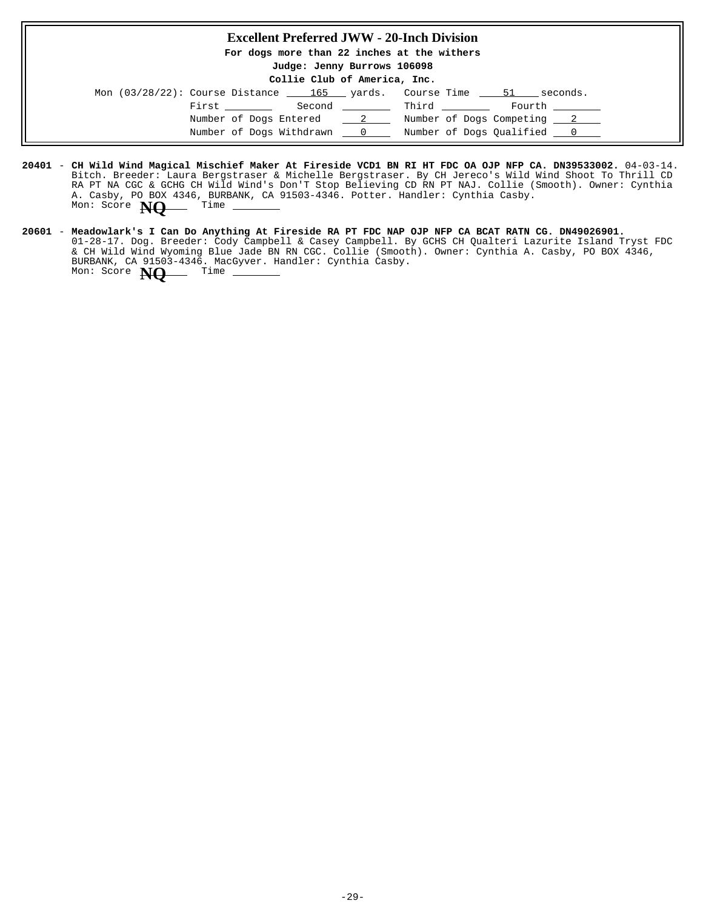## Excellent Preferred JWW - 20-Inch Division

**For dogs more than 22 inches at the withers**

**Judge: Jenny Burrows 106098**

**Collie Club of America, Inc.**

Mon (03/28/22): Course Distance 165 yards. Course Time 51 seconds.

First ________ Second ________ Third ________ Fourth ________

Number of Dogs Entered 2 Number of Dogs Competing 2

Number of Dogs Withdrawn 0 Number of Dogs Qualified 0

**20401** - **CH Wild Wind Magical Mischief Maker At Fireside VCD1 BN RI HT FDC OA OJP NFP CA. DN39533002.** 04-03-14. Bitch. Breeder: Laura Bergstraser & Michelle Bergstraser. By CH Jereco's Wild Wind Shoot To Thrill CD RA PT NA CGC & GCHG CH Wild Wind's Don'T Stop Believing CD RN PT NAJ. Collie (Smooth). Owner: Cynthia A. Casby, PO BOX 4346, BURBANK, CA 91503-4346. Potter. Handler: Cynthia Casby.
Mon: Score **NQ** Time ________

**20601** - **Meadowlark's I Can Do Anything At Fireside RA PT FDC NAP OJP NFP CA BCAT RATN CG. DN49026901.** 01-28-17. Dog. Breeder: Cody Campbell & Casey Campbell. By GCHS CH Qualteri Lazurite Island Tryst FDC & CH Wild Wind Wyoming Blue Jade BN RN CGC. Collie (Smooth). Owner: Cynthia A. Casby, PO BOX 4346, BURBANK, CA 91503-4346. MacGyver. Handler: Cynthia Casby.
Mon: Score **NQ** Time ________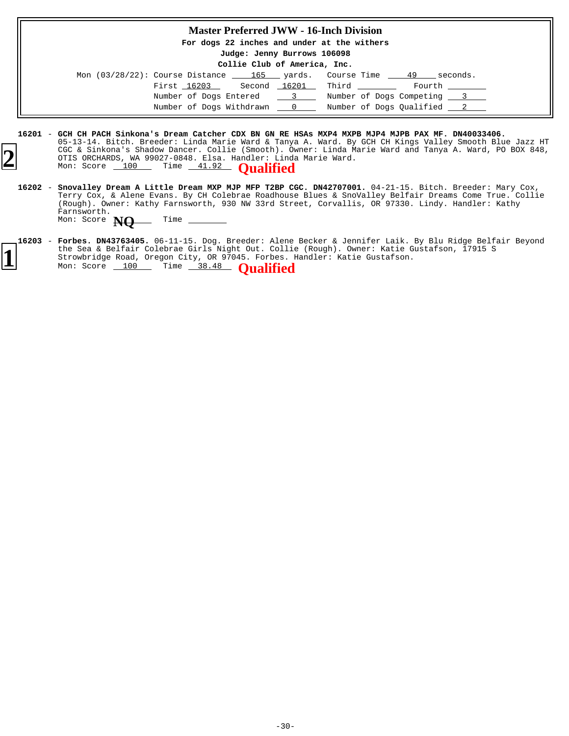## Master Preferred JWW - 16-Inch Division

**For dogs 22 inches and under at the withers**

**Judge: Jenny Burrows 106098**

**Collie Club of America, Inc.**

Mon (03/28/22): Course Distance 165 yards. Course Time 49 seconds.

First 16203 Second 16201 Third ______ Fourth ______

Number of Dogs Entered 3 Number of Dogs Competing 3

Number of Dogs Withdrawn 0 Number of Dogs Qualified 2

---

**2**

**16201** - **GCH CH PACH Sinkona's Dream Catcher CDX BN GN RE HSAs MXP4 MXPB MJP4 MJPB PAX MF. DN40033406.** 05-13-14. Bitch. Breeder: Linda Marie Ward & Tanya A. Ward. By GCH CH Kings Valley Smooth Blue Jazz HT CGC & Sinkona's Shadow Dancer. Collie (Smooth). Owner: Linda Marie Ward and Tanya A. Ward, PO BOX 848, OTIS ORCHARDS, WA 99027-0848. Elsa. Handler: Linda Marie Ward.
Mon: Score 100 Time 41.92 **Qualified**

**16202** - **Snovalley Dream A Little Dream MXP MJP MFP T2BP CGC. DN42707001.** 04-21-15. Bitch. Breeder: Mary Cox, Terry Cox, & Alene Evans. By CH Colebrae Roadhouse Blues & SnoValley Belfair Dreams Come True. Collie (Rough). Owner: Kathy Farnsworth, 930 NW 33rd Street, Corvallis, OR 97330. Lindy. Handler: Kathy Farnsworth.
Mon: Score **NQ** Time ______

**1**

**16203** - **Forbes. DN43763405.** 06-11-15. Dog. Breeder: Alene Becker & Jennifer Laik. By Blu Ridge Belfair Beyond the Sea & Belfair Colebrae Girls Night Out. Collie (Rough). Owner: Katie Gustafson, 17915 S Strowbridge Road, Oregon City, OR 97045. Forbes. Handler: Katie Gustafson.
Mon: Score 100 Time 38.48 **Qualified**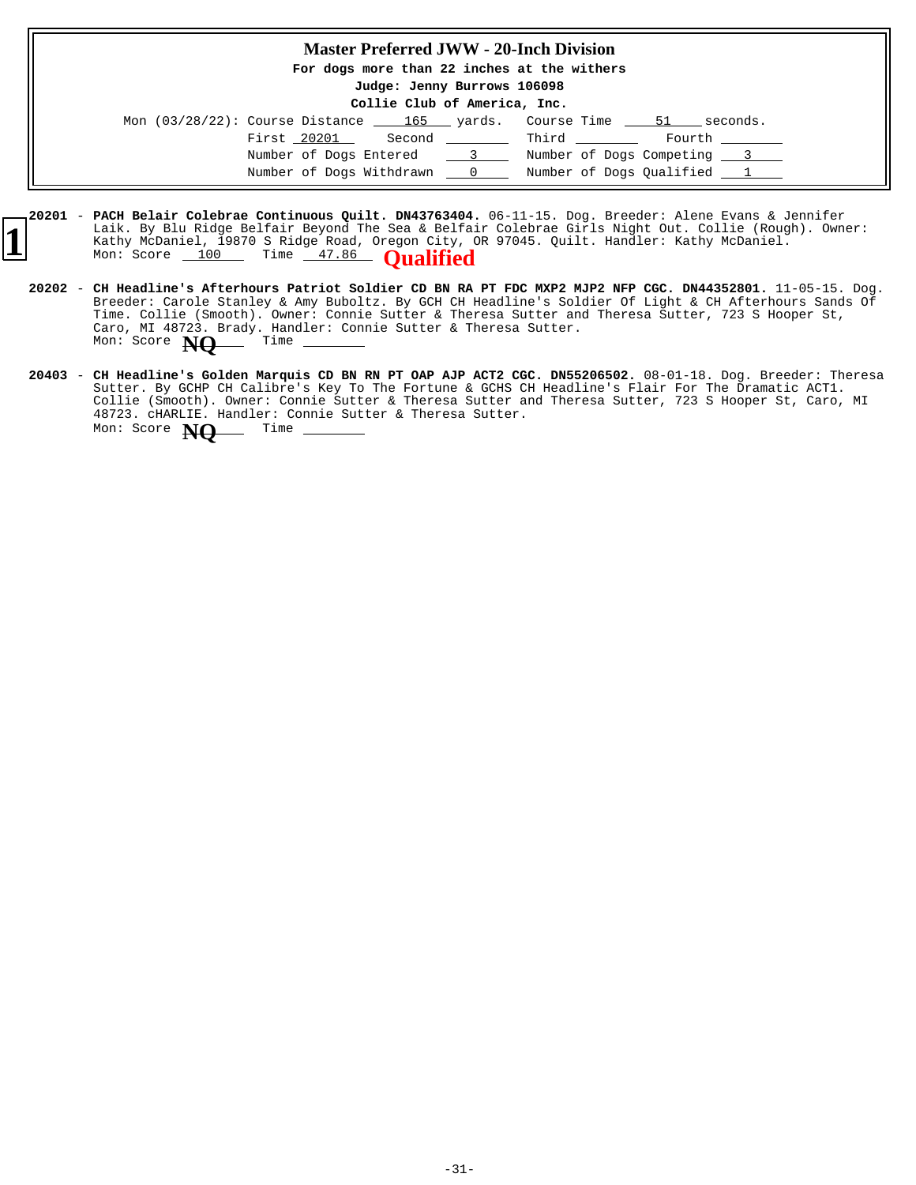## Master Preferred JWW - 20-Inch Division

**For dogs more than 22 inches at the withers**

**Judge: Jenny Burrows 106098**

**Collie Club of America, Inc.**

Mon (03/28/22): Course Distance 165 yards. Course Time 51 seconds.

First 20201 Second ______ Third ______ Fourth ______

Number of Dogs Entered 3 Number of Dogs Competing 3

Number of Dogs Withdrawn 0 Number of Dogs Qualified 1

**1** **20201** - **PACH Belair Colebrae Continuous Quilt. DN43763404.** 06-11-15. Dog. Breeder: Alene Evans & Jennifer Laik. By Blu Ridge Belfair Beyond The Sea & Belfair Colebrae Girls Night Out. Collie (Rough). Owner: Kathy McDaniel, 19870 S Ridge Road, Oregon City, OR 97045. Quilt. Handler: Kathy McDaniel.
Mon: Score 100 Time 47.86 **Qualified**

**20202** - **CH Headline's Afterhours Patriot Soldier CD BN RA PT FDC MXP2 MJP2 NFP CGC. DN44352801.** 11-05-15. Dog. Breeder: Carole Stanley & Amy Buboltz. By GCH CH Headline's Soldier Of Light & CH Afterhours Sands Of Time. Collie (Smooth). Owner: Connie Sutter & Theresa Sutter and Theresa Sutter, 723 S Hooper St, Caro, MI 48723. Brady. Handler: Connie Sutter & Theresa Sutter.
Mon: Score **NQ** Time ______

**20403** - **CH Headline's Golden Marquis CD BN RN PT OAP AJP ACT2 CGC. DN55206502.** 08-01-18. Dog. Breeder: Theresa Sutter. By GCHP CH Calibre's Key To The Fortune & GCHS CH Headline's Flair For The Dramatic ACT1. Collie (Smooth). Owner: Connie Sutter & Theresa Sutter and Theresa Sutter, 723 S Hooper St, Caro, MI 48723. cHARLIE. Handler: Connie Sutter & Theresa Sutter.
Mon: Score **NQ** Time ______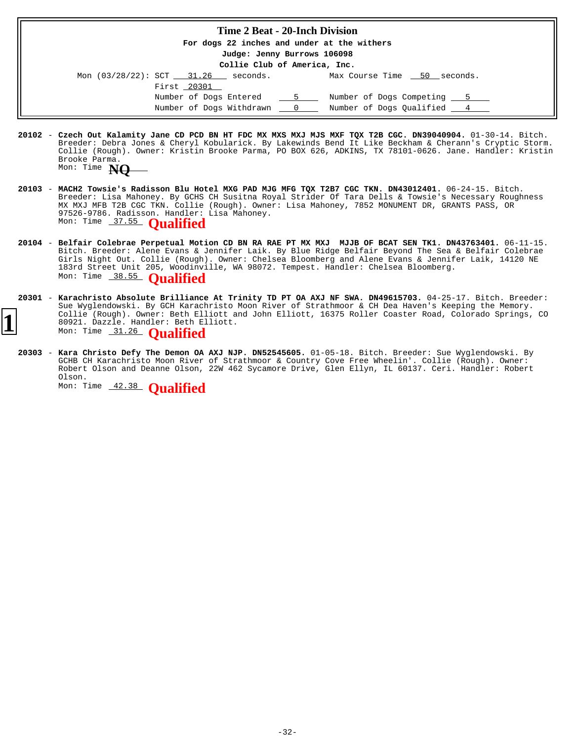## Time 2 Beat - 20-Inch Division

For dogs 22 inches and under at the withers

Judge: Jenny Burrows 106098

Collie Club of America, Inc.

Mon (03/28/22): SCT 31.26 seconds. Max Course Time 50 seconds.

First 20301

Number of Dogs Entered 5 Number of Dogs Competing 5

Number of Dogs Withdrawn 0 Number of Dogs Qualified 4

**20102** - **Czech Out Kalamity Jane CD PCD BN HT FDC MX MXS MXJ MJS MXF TQX T2B CGC. DN39040904.** 01-30-14. Bitch. Breeder: Debra Jones & Cheryl Kobularick. By Lakewinds Bend It Like Beckham & Cherann's Cryptic Storm. Collie (Rough). Owner: Kristin Brooke Parma, PO BOX 626, ADKINS, TX 78101-0626. Jane. Handler: Kristin Brooke Parma.
Mon: Time **NQ**

**20103** - **MACH2 Towsie's Radisson Blu Hotel MXG PAD MJG MFG TQX T2B7 CGC TKN. DN43012401.** 06-24-15. Bitch. Breeder: Lisa Mahoney. By GCHS CH Susitna Royal Strider Of Tara Dells & Towsie's Necessary Roughness MX MXJ MFB T2B CGC TKN. Collie (Rough). Owner: Lisa Mahoney, 7852 MONUMENT DR, GRANTS PASS, OR 97526-9786. Radisson. Handler: Lisa Mahoney.
Mon: Time 37.55 **Qualified**

**20104** - **Belfair Colebrae Perpetual Motion CD BN RA RAE PT MX MXJ MJJB OF BCAT SEN TK1. DN43763401.** 06-11-15. Bitch. Breeder: Alene Evans & Jennifer Laik. By Blue Ridge Belfair Beyond The Sea & Belfair Colebrae Girls Night Out. Collie (Rough). Owner: Chelsea Bloomberg and Alene Evans & Jennifer Laik, 14120 NE 183rd Street Unit 205, Woodinville, WA 98072. Tempest. Handler: Chelsea Bloomberg.
Mon: Time 38.55 **Qualified**

**20301** - **Karachristo Absolute Brilliance At Trinity TD PT OA AXJ NF SWA. DN49615703.** 04-25-17. Bitch. Breeder: Sue Wyglendowski. By GCH Karachristo Moon River of Strathmoor & CH Dea Haven's Keeping the Memory. Collie (Rough). Owner: Beth Elliott and John Elliott, 16375 Roller Coaster Road, Colorado Springs, CO 80921. Dazzle. Handler: Beth Elliott.
**1**
Mon: Time 31.26 **Qualified**

**20303** - **Kara Christo Defy The Demon OA AXJ NJP. DN52545605.** 01-05-18. Bitch. Breeder: Sue Wyglendowski. By GCHB CH Karachristo Moon River of Strathmoor & Country Cove Free Wheelin'. Collie (Rough). Owner: Robert Olson and Deanne Olson, 22W 462 Sycamore Drive, Glen Ellyn, IL 60137. Ceri. Handler: Robert Olson.
Mon: Time 42.38 **Qualified**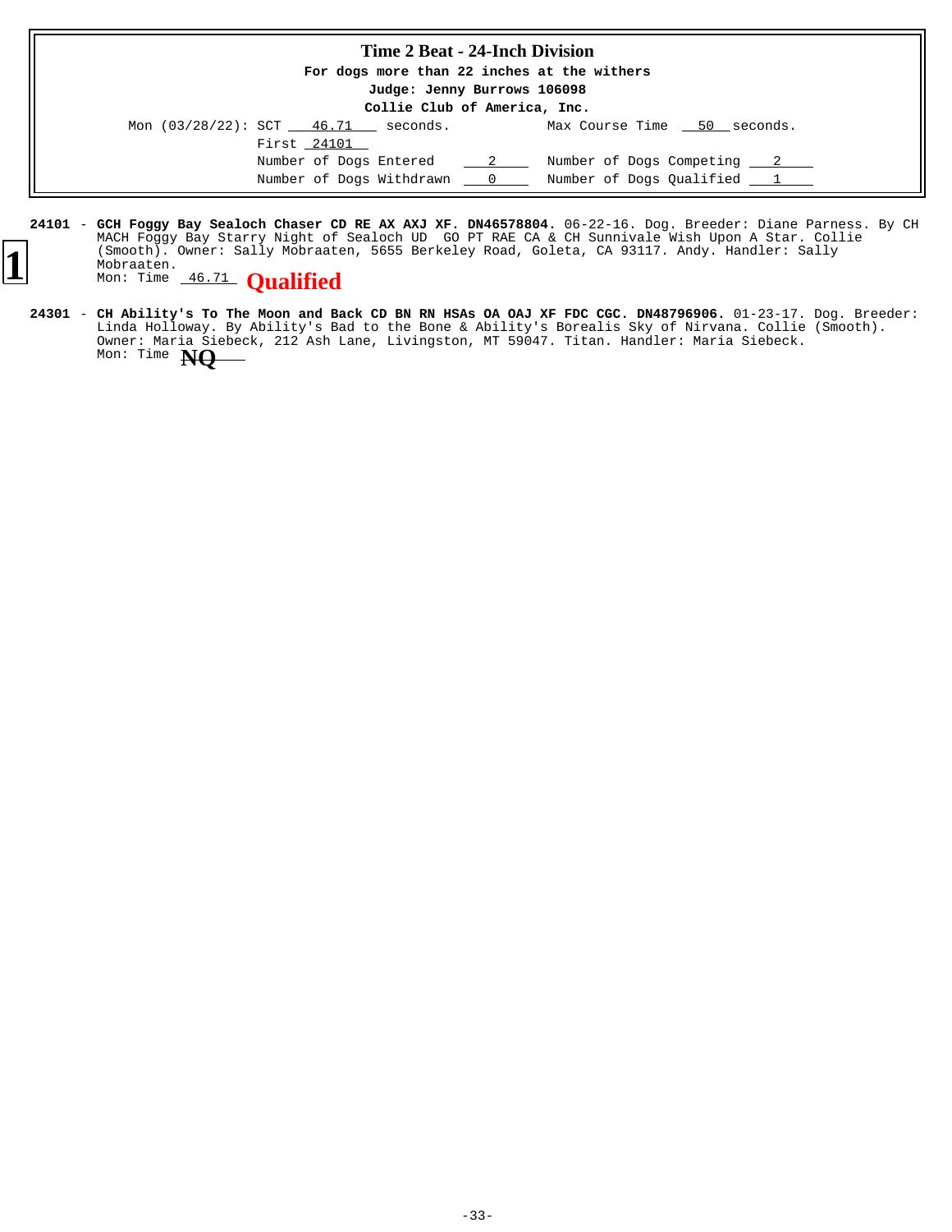## Time 2 Beat - 24-Inch Division

**For dogs more than 22 inches at the withers**

**Judge: Jenny Burrows 106098**

**Collie Club of America, Inc.**

Mon (03/28/22): SCT 46.71 seconds. Max Course Time 50 seconds.

First 24101

Number of Dogs Entered 2 Number of Dogs Competing 2

Number of Dogs Withdrawn 0 Number of Dogs Qualified 1

**1**

**24101** - **GCH Foggy Bay Sealoch Chaser CD RE AX AXJ XF. DN46578804.** 06-22-16. Dog. Breeder: Diane Parness. By CH MACH Foggy Bay Starry Night of Sealoch UD GO PT RAE CA & CH Sunnivale Wish Upon A Star. Collie (Smooth). Owner: Sally Mobraaten, 5655 Berkeley Road, Goleta, CA 93117. Andy. Handler: Sally Mobraaten.
Mon: Time 46.71 **Qualified**

**24301** - **CH Ability's To The Moon and Back CD BN RN HSAs OA OAJ XF FDC CGC. DN48796906.** 01-23-17. Dog. Breeder: Linda Holloway. By Ability's Bad to the Bone & Ability's Borealis Sky of Nirvana. Collie (Smooth). Owner: Maria Siebeck, 212 Ash Lane, Livingston, MT 59047. Titan. Handler: Maria Siebeck.
Mon: Time **NQ**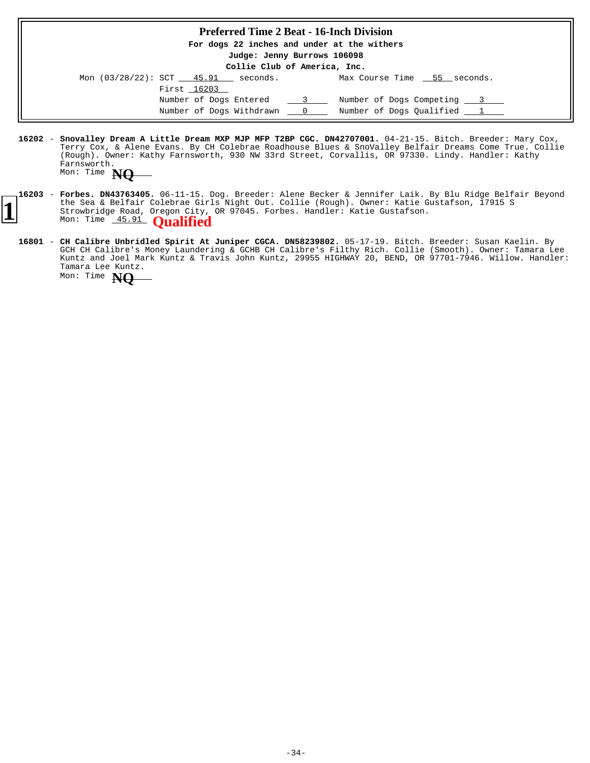## Preferred Time 2 Beat - 16-Inch Division

**For dogs 22 inches and under at the withers**

**Judge: Jenny Burrows 106098**

**Collie Club of America, Inc.**

Mon (03/28/22): SCT 45.91 seconds. Max Course Time 55 seconds.

First 16203

Number of Dogs Entered 3 Number of Dogs Competing 3

Number of Dogs Withdrawn 0 Number of Dogs Qualified 1

**16202** - **Snovalley Dream A Little Dream MXP MJP MFP T2BP CGC. DN42707001.** 04-21-15. Bitch. Breeder: Mary Cox, Terry Cox, & Alene Evans. By CH Colebrae Roadhouse Blues & SnoValley Belfair Dreams Come True. Collie (Rough). Owner: Kathy Farnsworth, 930 NW 33rd Street, Corvallis, OR 97330. Lindy. Handler: Kathy Farnsworth.
Mon: Time **NQ**

**1**

**16203** - **Forbes. DN43763405.** 06-11-15. Dog. Breeder: Alene Becker & Jennifer Laik. By Blu Ridge Belfair Beyond the Sea & Belfair Colebrae Girls Night Out. Collie (Rough). Owner: Katie Gustafson, 17915 S Strowbridge Road, Oregon City, OR 97045. Forbes. Handler: Katie Gustafson.
Mon: Time 45.91 **Qualified**

**16801** - **CH Calibre Unbridled Spirit At Juniper CGCA. DN58239802.** 05-17-19. Bitch. Breeder: Susan Kaelin. By GCH CH Calibre's Money Laundering & GCHB CH Calibre's Filthy Rich. Collie (Smooth). Owner: Tamara Lee Kuntz and Joel Mark Kuntz & Travis John Kuntz, 29955 HIGHWAY 20, BEND, OR 97701-7946. Willow. Handler: Tamara Lee Kuntz.
Mon: Time **NQ**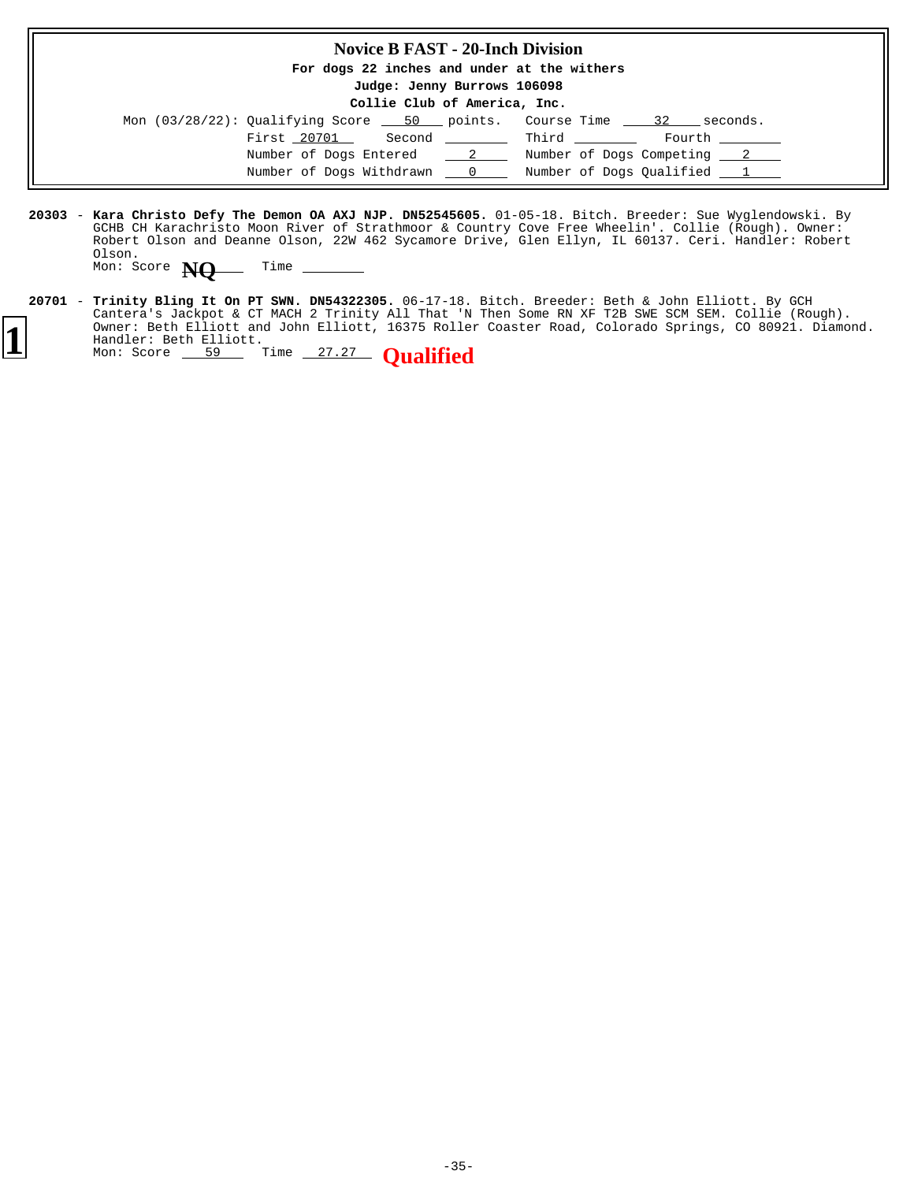## Novice B FAST - 20-Inch Division

**For dogs 22 inches and under at the withers**

**Judge: Jenny Burrows 106098**

**Collie Club of America, Inc.**

Mon (03/28/22): Qualifying Score 50 points. Course Time 32 seconds.

| First 20701 | Second | Third | Fourth |
|---|---|---|---|

Number of Dogs Entered 2 — Number of Dogs Competing 2

Number of Dogs Withdrawn 0 — Number of Dogs Qualified 1

**20303** - **Kara Christo Defy The Demon OA AXJ NJP. DN52545605.** 01-05-18. Bitch. Breeder: Sue Wyglendowski. By GCHB CH Karachristo Moon River of Strathmoor & Country Cove Free Wheelin'. Collie (Rough). Owner: Robert Olson and Deanne Olson, 22W 462 Sycamore Drive, Glen Ellyn, IL 60137. Ceri. Handler: Robert Olson.
Mon: Score **NQ** Time

**1**

**20701** - **Trinity Bling It On PT SWN. DN54322305.** 06-17-18. Bitch. Breeder: Beth & John Elliott. By GCH Cantera's Jackpot & CT MACH 2 Trinity All That 'N Then Some RN XF T2B SWE SCM SEM. Collie (Rough). Owner: Beth Elliott and John Elliott, 16375 Roller Coaster Road, Colorado Springs, CO 80921. Diamond. Handler: Beth Elliott.
Mon: Score 59 Time 27.27 **Qualified**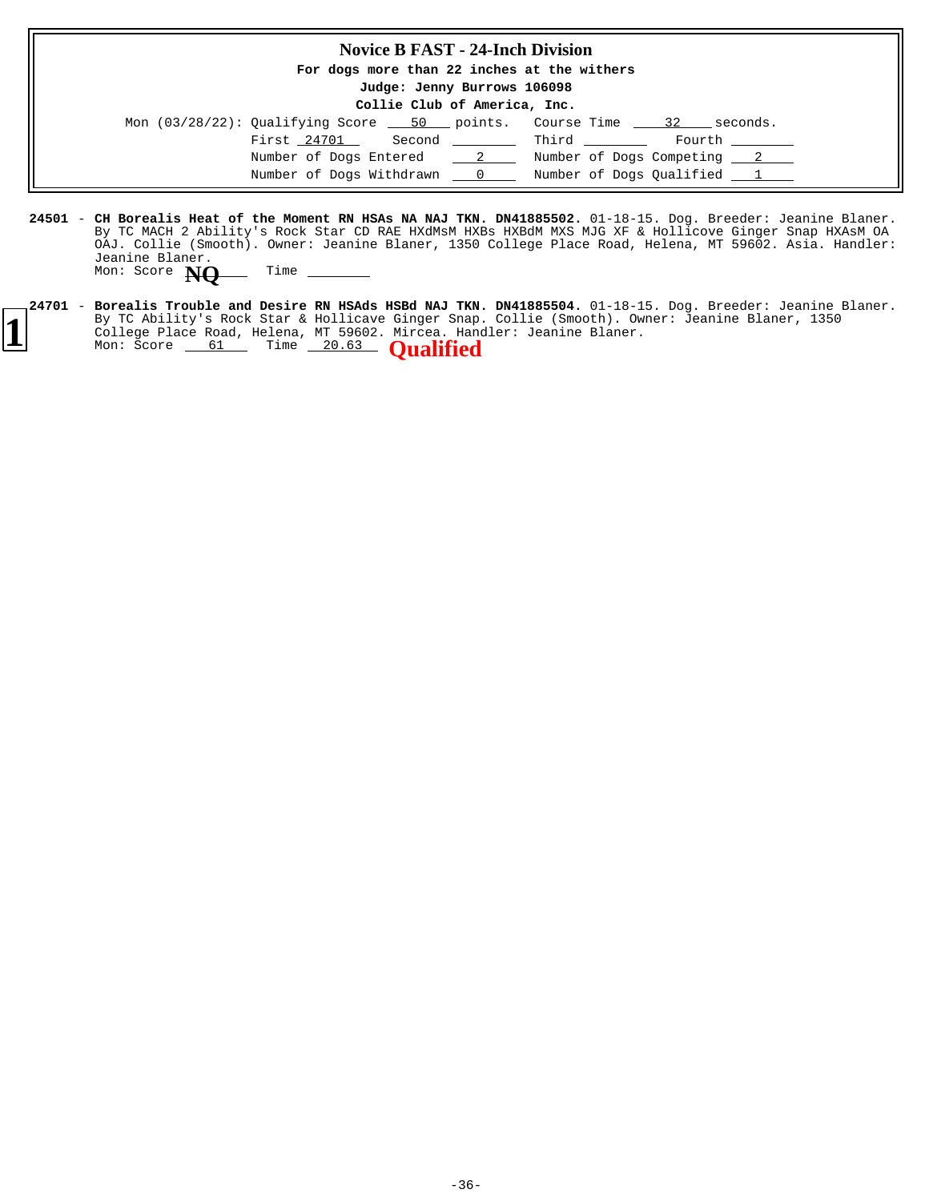## Novice B FAST - 24-Inch Division

**For dogs more than 22 inches at the withers**

**Judge: Jenny Burrows 106098**

**Collie Club of America, Inc.**

Mon (03/28/22): Qualifying Score 50 points. Course Time 32 seconds.

First 24701 Second ________ Third ________ Fourth ________

Number of Dogs Entered 2 Number of Dogs Competing 2

Number of Dogs Withdrawn 0 Number of Dogs Qualified 1

**24501** - **CH Borealis Heat of the Moment RN HSAs NA NAJ TKN. DN41885502.** 01-18-15. Dog. Breeder: Jeanine Blaner. By TC MACH 2 Ability's Rock Star CD RAE HXdMsM HXBs HXBdM MXS MJG XF & Hollicove Ginger Snap HXAsM OA OAJ. Collie (Smooth). Owner: Jeanine Blaner, 1350 College Place Road, Helena, MT 59602. Asia. Handler: Jeanine Blaner.
Mon: Score **NQ** Time ________

**1**

**24701** - **Borealis Trouble and Desire RN HSAds HSBd NAJ TKN. DN41885504.** 01-18-15. Dog. Breeder: Jeanine Blaner. By TC Ability's Rock Star & Hollicave Ginger Snap. Collie (Smooth). Owner: Jeanine Blaner, 1350 College Place Road, Helena, MT 59602. Mircea. Handler: Jeanine Blaner.
Mon: Score 61 Time 20.63 **Qualified**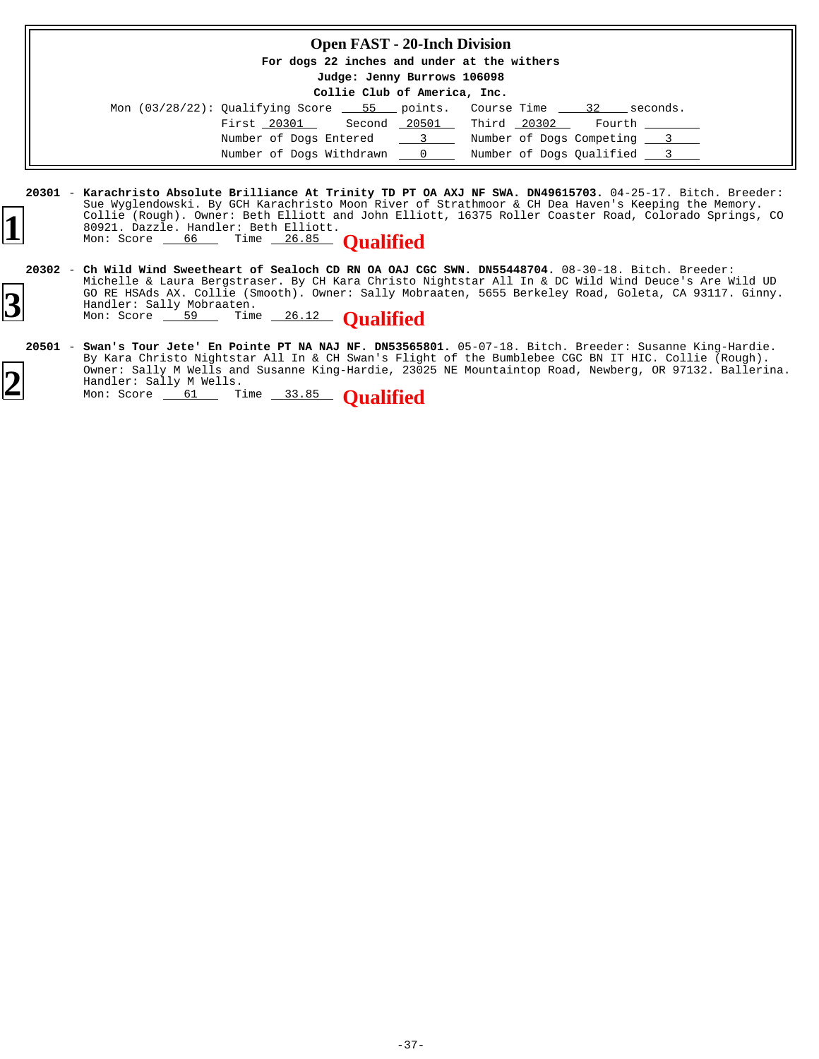## Open FAST - 20-Inch Division

**For dogs 22 inches and under at the withers**

**Judge: Jenny Burrows 106098**

**Collie Club of America, Inc.**

Mon (03/28/22): Qualifying Score 55 points. Course Time 32 seconds.

First 20301 Second 20501 Third 20302 Fourth ____

Number of Dogs Entered 3 Number of Dogs Competing 3

Number of Dogs Withdrawn 0 Number of Dogs Qualified 3

---

**1**

**20301** - **Karachristo Absolute Brilliance At Trinity TD PT OA AXJ NF SWA. DN49615703.** 04-25-17. Bitch. Breeder: Sue Wyglendowski. By GCH Karachristo Moon River of Strathmoor & CH Dea Haven's Keeping the Memory. Collie (Rough). Owner: Beth Elliott and John Elliott, 16375 Roller Coaster Road, Colorado Springs, CO 80921. Dazzle. Handler: Beth Elliott.
Mon: Score 66 Time 26.85 **Qualified**

**3**

**20302** - **Ch Wild Wind Sweetheart of Sealoch CD RN OA OAJ CGC SWN. DN55448704.** 08-30-18. Bitch. Breeder: Michelle & Laura Bergstraser. By CH Kara Christo Nightstar All In & DC Wild Wind Deuce's Are Wild UD GO RE HSAds AX. Collie (Smooth). Owner: Sally Mobraaten, 5655 Berkeley Road, Goleta, CA 93117. Ginny. Handler: Sally Mobraaten.
Mon: Score 59 Time 26.12 **Qualified**

**2**

**20501** - **Swan's Tour Jete' En Pointe PT NA NAJ NF. DN53565801.** 05-07-18. Bitch. Breeder: Susanne King-Hardie. By Kara Christo Nightstar All In & CH Swan's Flight of the Bumblebee CGC BN IT HIC. Collie (Rough). Owner: Sally M Wells and Susanne King-Hardie, 23025 NE Mountaintop Road, Newberg, OR 97132. Ballerina. Handler: Sally M Wells.
Mon: Score 61 Time 33.85 **Qualified**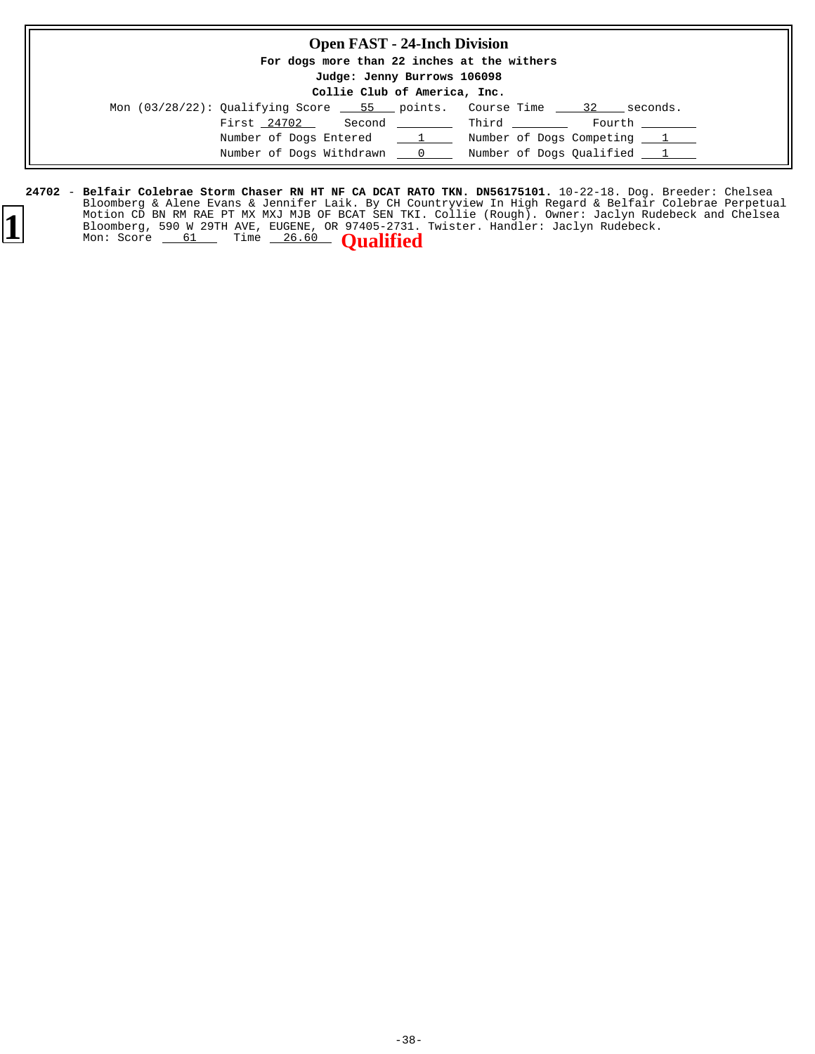## Open FAST - 24-Inch Division

**For dogs more than 22 inches at the withers**

**Judge: Jenny Burrows 106098**

**Collie Club of America, Inc.**

Mon (03/28/22): Qualifying Score 55 points. Course Time 32 seconds.

First 24702 Second ____ Third ____ Fourth ____

Number of Dogs Entered 1 Number of Dogs Competing 1

Number of Dogs Withdrawn 0 Number of Dogs Qualified 1

**1**

**24702** - **Belfair Colebrae Storm Chaser RN HT NF CA DCAT RATO TKN. DN56175101.** 10-22-18. Dog. Breeder: Chelsea Bloomberg & Alene Evans & Jennifer Laik. By CH Countryview In High Regard & Belfair Colebrae Perpetual Motion CD BN RM RAE PT MX MXJ MJB OF BCAT SEN TKI. Collie (Rough). Owner: Jaclyn Rudebeck and Chelsea Bloomberg, 590 W 29TH AVE, EUGENE, OR 97405-2731. Twister. Handler: Jaclyn Rudebeck.
Mon: Score 61 Time 26.60 **Qualified**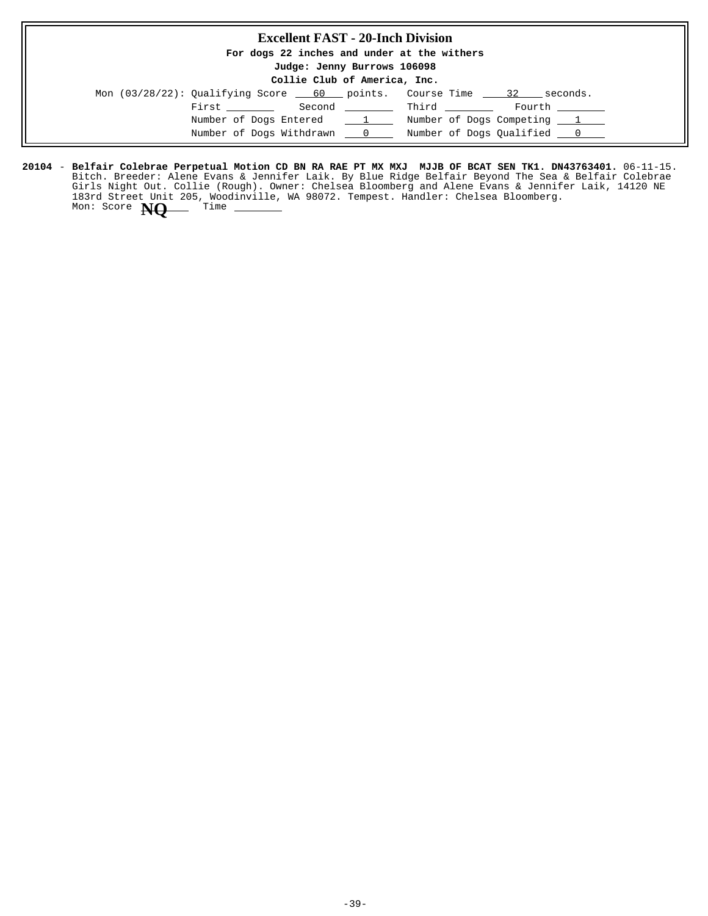## Excellent FAST - 20-Inch Division

**For dogs 22 inches and under at the withers**

**Judge: Jenny Burrows 106098**

**Collie Club of America, Inc.**

Mon (03/28/22): Qualifying Score 60 points. Course Time 32 seconds.

First ________ Second ________ Third ________ Fourth ________

Number of Dogs Entered 1 Number of Dogs Competing 1

Number of Dogs Withdrawn 0 Number of Dogs Qualified 0

**20104** - **Belfair Colebrae Perpetual Motion CD BN RA RAE PT MX MXJ MJJB OF BCAT SEN TK1. DN43763401.** 06-11-15. Bitch. Breeder: Alene Evans & Jennifer Laik. By Blue Ridge Belfair Beyond The Sea & Belfair Colebrae Girls Night Out. Collie (Rough). Owner: Chelsea Bloomberg and Alene Evans & Jennifer Laik, 14120 NE 183rd Street Unit 205, Woodinville, WA 98072. Tempest. Handler: Chelsea Bloomberg.
Mon: Score **NQ** Time ________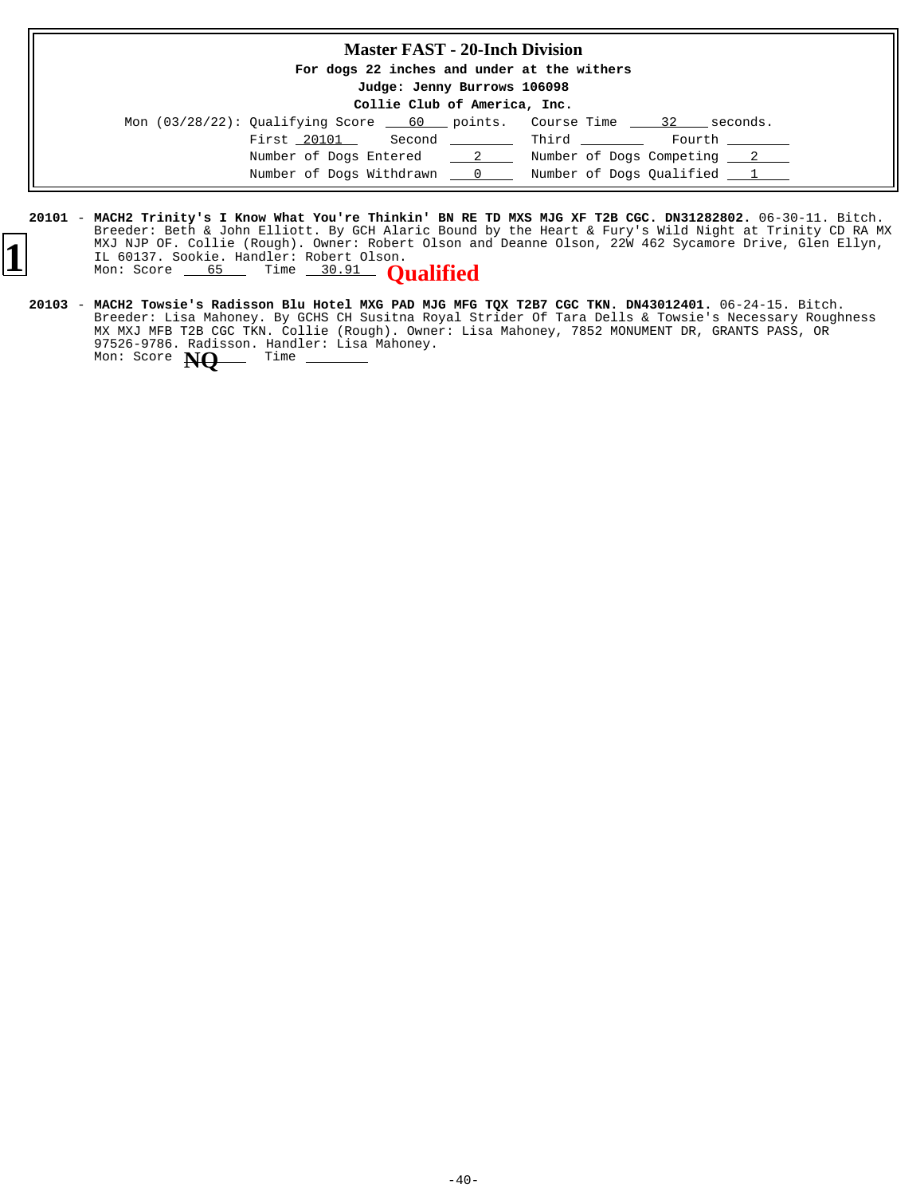## Master FAST - 20-Inch Division

**For dogs 22 inches and under at the withers**

**Judge: Jenny Burrows 106098**

**Collie Club of America, Inc.**

Mon (03/28/22): Qualifying Score 60 points. Course Time 32 seconds.

First 20101 Second ____ Third ____ Fourth ____

Number of Dogs Entered 2 Number of Dogs Competing 2

Number of Dogs Withdrawn 0 Number of Dogs Qualified 1

**1**

**20101** - **MACH2 Trinity's I Know What You're Thinkin' BN RE TD MXS MJG XF T2B CGC. DN31282802.** 06-30-11. Bitch. Breeder: Beth & John Elliott. By GCH Alaric Bound by the Heart & Fury's Wild Night at Trinity CD RA MX MXJ NJP OF. Collie (Rough). Owner: Robert Olson and Deanne Olson, 22W 462 Sycamore Drive, Glen Ellyn, IL 60137. Sookie. Handler: Robert Olson.
Mon: Score 65 Time 30.91 **Qualified**

**20103** - **MACH2 Towsie's Radisson Blu Hotel MXG PAD MJG MFG TQX T2B7 CGC TKN. DN43012401.** 06-24-15. Bitch. Breeder: Lisa Mahoney. By GCHS CH Susitna Royal Strider Of Tara Dells & Towsie's Necessary Roughness MX MXJ MFB T2B CGC TKN. Collie (Rough). Owner: Lisa Mahoney, 7852 MONUMENT DR, GRANTS PASS, OR 97526-9786. Radisson. Handler: Lisa Mahoney.
Mon: Score **NQ** Time ____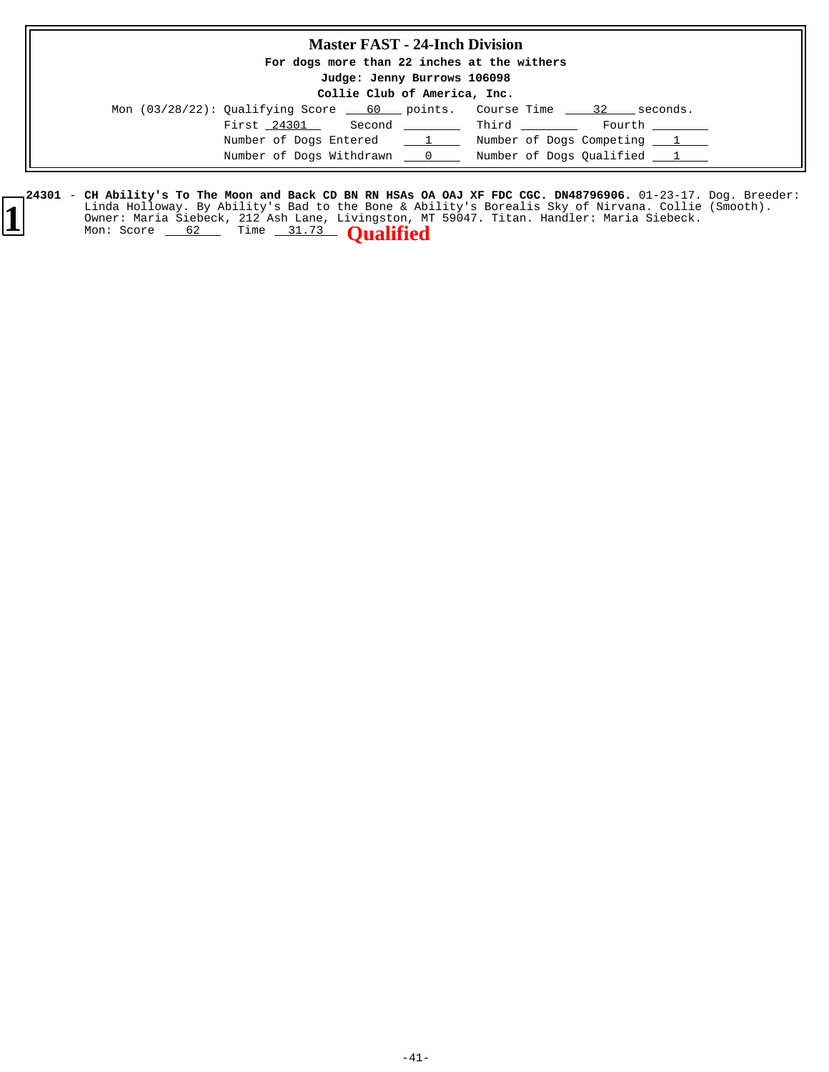## Master FAST - 24-Inch Division

**For dogs more than 22 inches at the withers**

**Judge: Jenny Burrows 106098**

**Collie Club of America, Inc.**

Mon (03/28/22): Qualifying Score 60 points. Course Time 32 seconds.

First 24301 Second ________ Third ________ Fourth ________

Number of Dogs Entered 1 Number of Dogs Competing 1

Number of Dogs Withdrawn 0 Number of Dogs Qualified 1

**1**

**24301** - **CH Ability's To The Moon and Back CD BN RN HSAs OA OAJ XF FDC CGC. DN48796906.** 01-23-17. Dog. Breeder: Linda Holloway. By Ability's Bad to the Bone & Ability's Borealis Sky of Nirvana. Collie (Smooth). Owner: Maria Siebeck, 212 Ash Lane, Livingston, MT 59047. Titan. Handler: Maria Siebeck.
Mon: Score 62 Time 31.73 **Qualified**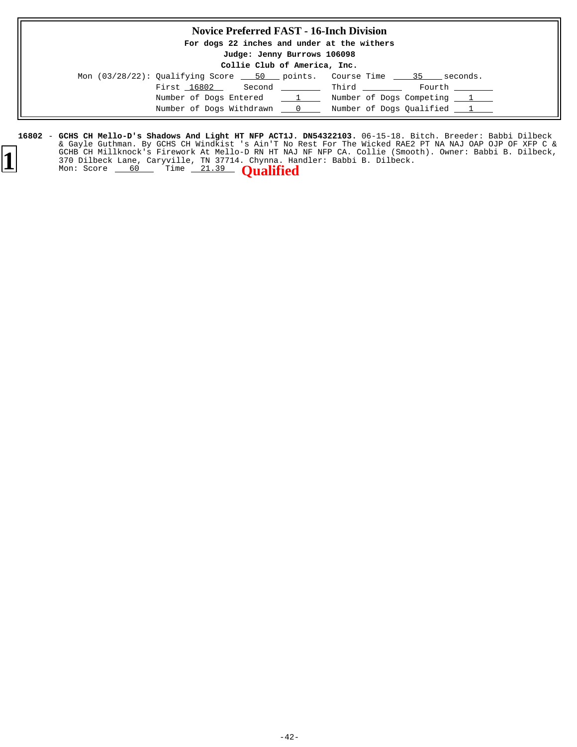## Novice Preferred FAST - 16-Inch Division

**For dogs 22 inches and under at the withers**

**Judge: Jenny Burrows 106098**

**Collie Club of America, Inc.**

Mon (03/28/22): Qualifying Score 50 points. Course Time 35 seconds.

First 16802 Second ________ Third ________ Fourth ________

Number of Dogs Entered 1 Number of Dogs Competing 1

Number of Dogs Withdrawn 0 Number of Dogs Qualified 1

**1**

**16802** - **GCHS CH Mello-D's Shadows And Light HT NFP ACT1J. DN54322103.** 06-15-18. Bitch. Breeder: Babbi Dilbeck & Gayle Guthman. By GCHS CH Windkist 's Ain'T No Rest For The Wicked RAE2 PT NA NAJ OAP OJP OF XFP C & GCHB CH Millknock's Firework At Mello-D RN HT NAJ NF NFP CA. Collie (Smooth). Owner: Babbi B. Dilbeck, 370 Dilbeck Lane, Caryville, TN 37714. Chynna. Handler: Babbi B. Dilbeck.
Mon: Score 60 Time 21.39 **Qualified**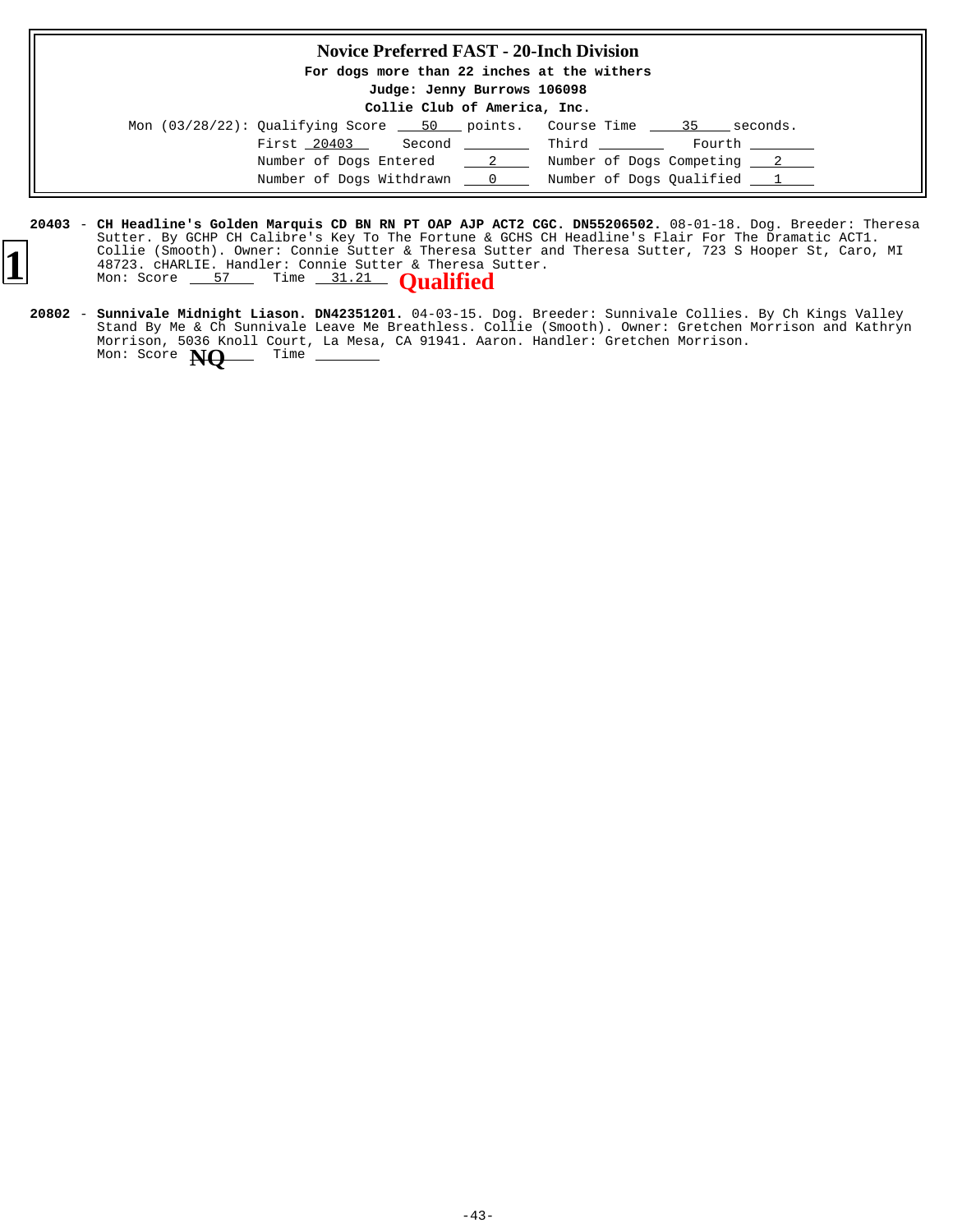# Novice Preferred FAST - 20-Inch Division

**For dogs more than 22 inches at the withers**

**Judge: Jenny Burrows 106098**

**Collie Club of America, Inc.**

Mon (03/28/22): Qualifying Score 50 points. Course Time 35 seconds.

First 20403 Second ________ Third ________ Fourth ________

Number of Dogs Entered 2 Number of Dogs Competing 2

Number of Dogs Withdrawn 0 Number of Dogs Qualified 1

---

1

**20403** - **CH Headline's Golden Marquis CD BN RN PT OAP AJP ACT2 CGC. DN55206502.** 08-01-18. Dog. Breeder: Theresa Sutter. By GCHP CH Calibre's Key To The Fortune & GCHS CH Headline's Flair For The Dramatic ACT1. Collie (Smooth). Owner: Connie Sutter & Theresa Sutter and Theresa Sutter, 723 S Hooper St, Caro, MI 48723. cHARLIE. Handler: Connie Sutter & Theresa Sutter.
Mon: Score 57 Time 31.21 **Qualified**

**20802** - **Sunnivale Midnight Liason. DN42351201.** 04-03-15. Dog. Breeder: Sunnivale Collies. By Ch Kings Valley Stand By Me & Ch Sunnivale Leave Me Breathless. Collie (Smooth). Owner: Gretchen Morrison and Kathryn Morrison, 5036 Knoll Court, La Mesa, CA 91941. Aaron. Handler: Gretchen Morrison.
Mon: Score **NQ** Time ________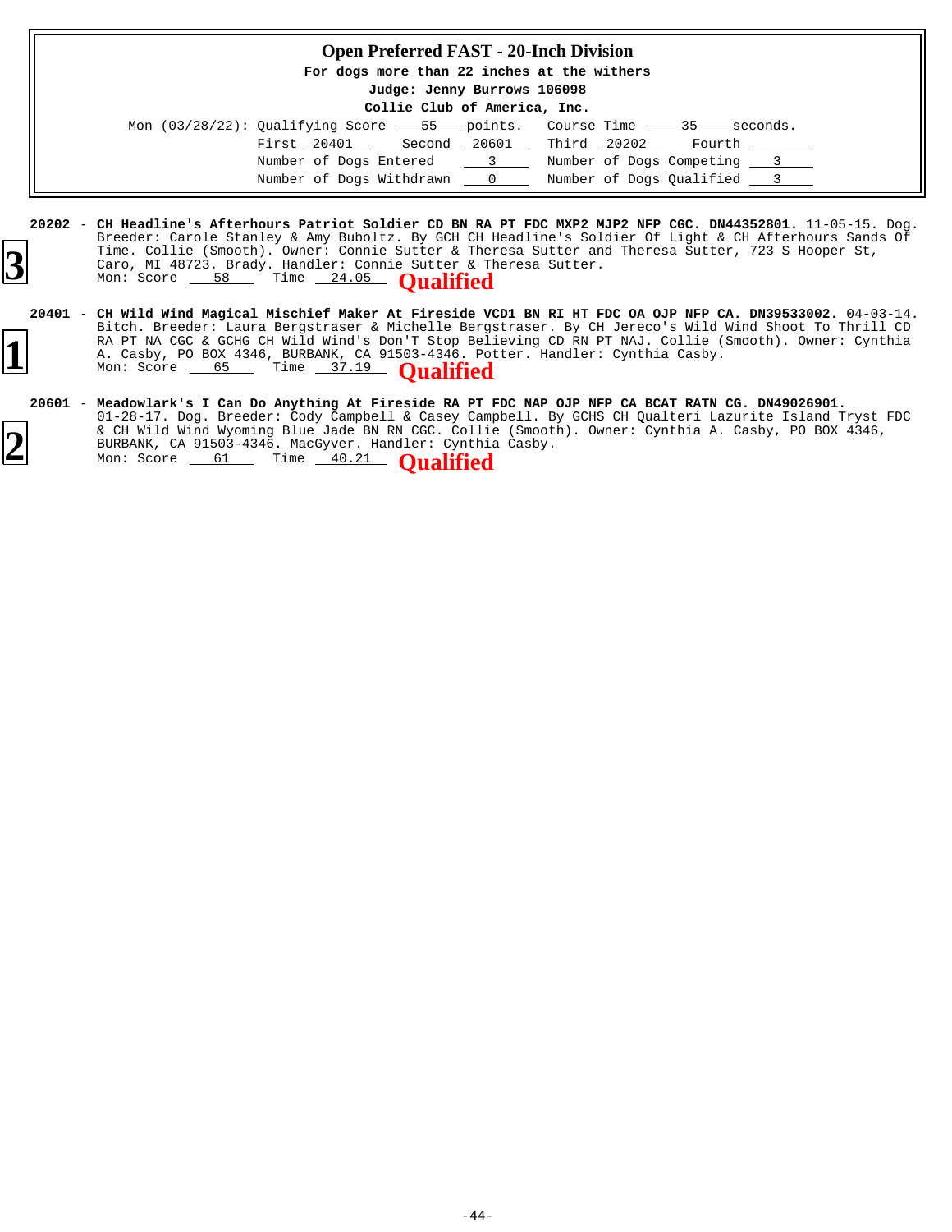## Open Preferred FAST - 20-Inch Division

**For dogs more than 22 inches at the withers**

**Judge: Jenny Burrows 106098**

**Collie Club of America, Inc.**

Mon (03/28/22): Qualifying Score 55 points. Course Time 35 seconds.

First 20401 Second 20601 Third 20202 Fourth ______

Number of Dogs Entered 3 Number of Dogs Competing 3

Number of Dogs Withdrawn 0 Number of Dogs Qualified 3

---

**3**

**20202** - **CH Headline's Afterhours Patriot Soldier CD BN RA PT FDC MXP2 MJP2 NFP CGC. DN44352801.** 11-05-15. Dog. Breeder: Carole Stanley & Amy Buboltz. By GCH CH Headline's Soldier Of Light & CH Afterhours Sands Of Time. Collie (Smooth). Owner: Connie Sutter & Theresa Sutter and Theresa Sutter, 723 S Hooper St, Caro, MI 48723. Brady. Handler: Connie Sutter & Theresa Sutter.
Mon: Score 58 Time 24.05 **Qualified**

**1**

**20401** - **CH Wild Wind Magical Mischief Maker At Fireside VCD1 BN RI HT FDC OA OJP NFP CA. DN39533002.** 04-03-14. Bitch. Breeder: Laura Bergstraser & Michelle Bergstraser. By CH Jereco's Wild Wind Shoot To Thrill CD RA PT NA CGC & GCHG CH Wild Wind's Don'T Stop Believing CD RN PT NAJ. Collie (Smooth). Owner: Cynthia A. Casby, PO BOX 4346, BURBANK, CA 91503-4346. Potter. Handler: Cynthia Casby.
Mon: Score 65 Time 37.19 **Qualified**

**2**

**20601** - **Meadowlark's I Can Do Anything At Fireside RA PT FDC NAP OJP NFP CA BCAT RATN CG. DN49026901.** 01-28-17. Dog. Breeder: Cody Campbell & Casey Campbell. By GCHS CH Qualteri Lazurite Island Tryst FDC & CH Wild Wind Wyoming Blue Jade BN RN CGC. Collie (Smooth). Owner: Cynthia A. Casby, PO BOX 4346, BURBANK, CA 91503-4346. MacGyver. Handler: Cynthia Casby.
Mon: Score 61 Time 40.21 **Qualified**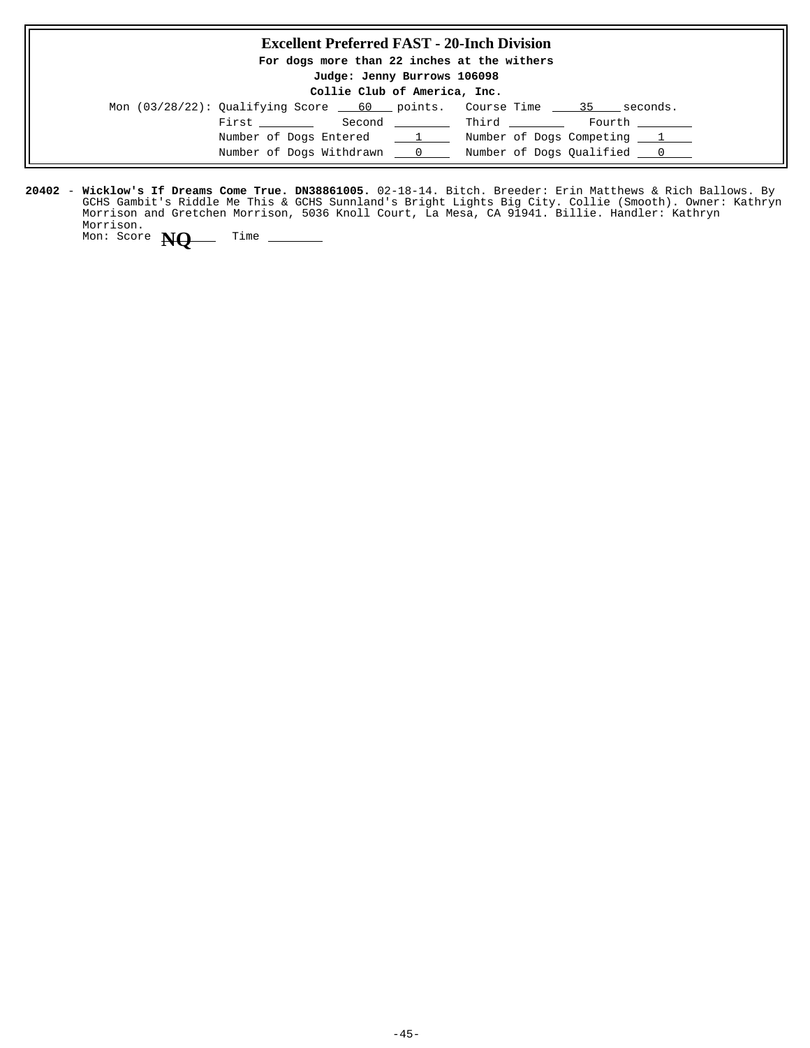## Excellent Preferred FAST - 20-Inch Division

**For dogs more than 22 inches at the withers**

**Judge: Jenny Burrows 106098**

**Collie Club of America, Inc.**

Mon (03/28/22): Qualifying Score 60 points. Course Time 35 seconds.

First ________ Second ________ Third ________ Fourth ________

Number of Dogs Entered 1 Number of Dogs Competing 1

Number of Dogs Withdrawn 0 Number of Dogs Qualified 0

**20402** - **Wicklow's If Dreams Come True. DN38861005.** 02-18-14. Bitch. Breeder: Erin Matthews & Rich Ballows. By GCHS Gambit's Riddle Me This & GCHS Sunnland's Bright Lights Big City. Collie (Smooth). Owner: Kathryn Morrison and Gretchen Morrison, 5036 Knoll Court, La Mesa, CA 91941. Billie. Handler: Kathryn Morrison.
Mon: Score **NQ** Time ________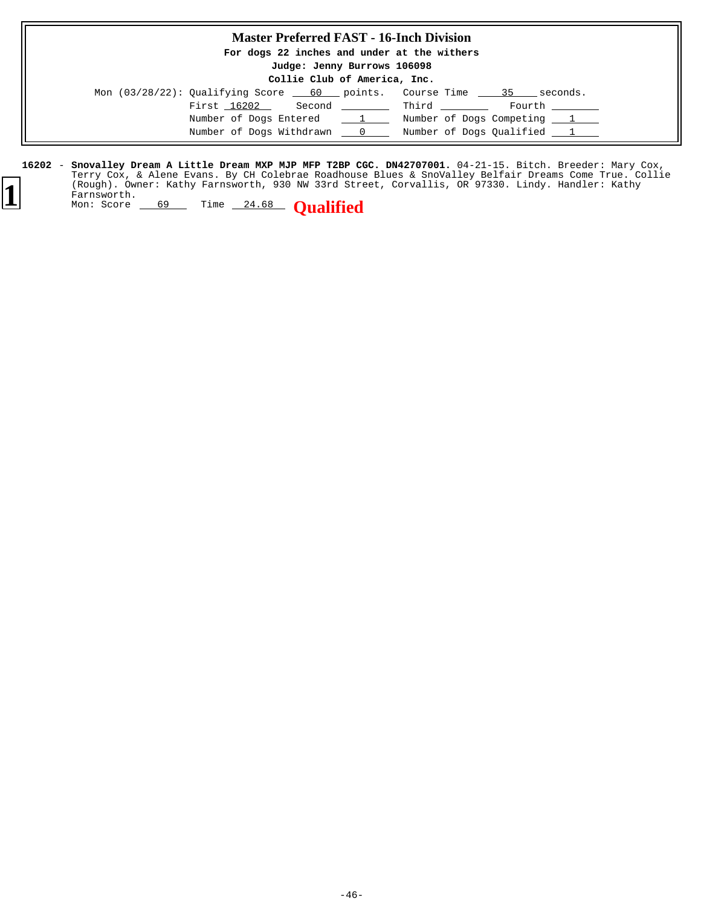## Master Preferred FAST - 16-Inch Division

**For dogs 22 inches and under at the withers**

**Judge: Jenny Burrows 106098**

**Collie Club of America, Inc.**

Mon (03/28/22): Qualifying Score 60 points. Course Time 35 seconds.

First 16202 Second ____ Third ____ Fourth ____

Number of Dogs Entered 1 Number of Dogs Competing 1

Number of Dogs Withdrawn 0 Number of Dogs Qualified 1

**1**

**16202** - **Snovalley Dream A Little Dream MXP MJP MFP T2BP CGC. DN42707001.** 04-21-15. Bitch. Breeder: Mary Cox, Terry Cox, & Alene Evans. By CH Colebrae Roadhouse Blues & SnoValley Belfair Dreams Come True. Collie (Rough). Owner: Kathy Farnsworth, 930 NW 33rd Street, Corvallis, OR 97330. Lindy. Handler: Kathy Farnsworth.

Mon: Score 69 Time 24.68 **Qualified**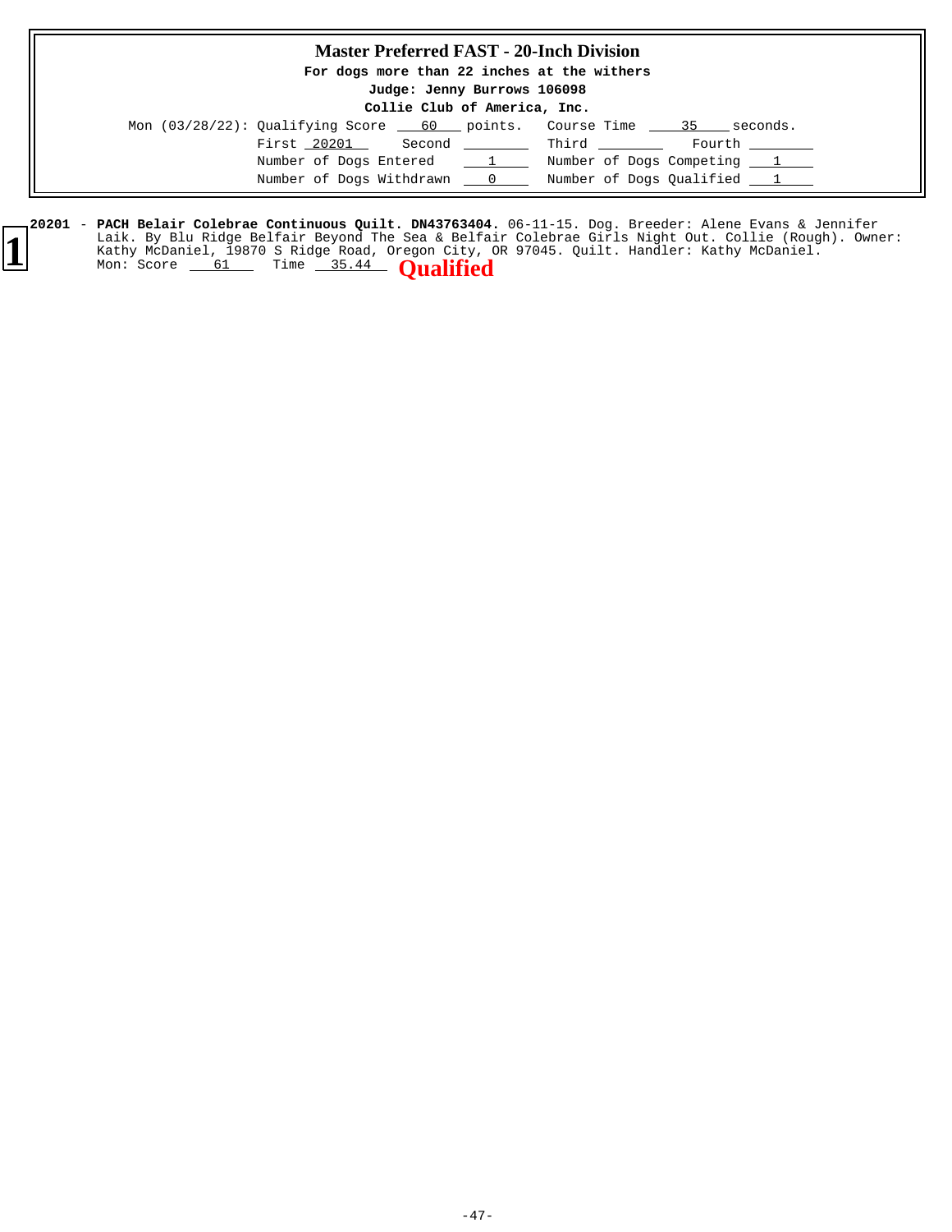# Master Preferred FAST - 20-Inch Division

**For dogs more than 22 inches at the withers**

**Judge: Jenny Burrows 106098**

**Collie Club of America, Inc.**

Mon (03/28/22): Qualifying Score 60 points. Course Time 35 seconds.

| | | | |
|---|---|---|---|
| First 20201 | Second | Third | Fourth |
| Number of Dogs Entered | 1 | Number of Dogs Competing | 1 |
| Number of Dogs Withdrawn | 0 | Number of Dogs Qualified | 1 |

**1**

**20201** - **PACH Belair Colebrae Continuous Quilt. DN43763404.** 06-11-15. Dog. Breeder: Alene Evans & Jennifer Laik. By Blu Ridge Belfair Beyond The Sea & Belfair Colebrae Girls Night Out. Collie (Rough). Owner: Kathy McDaniel, 19870 S Ridge Road, Oregon City, OR 97045. Quilt. Handler: Kathy McDaniel.
Mon: Score 61 Time 35.44 **Qualified**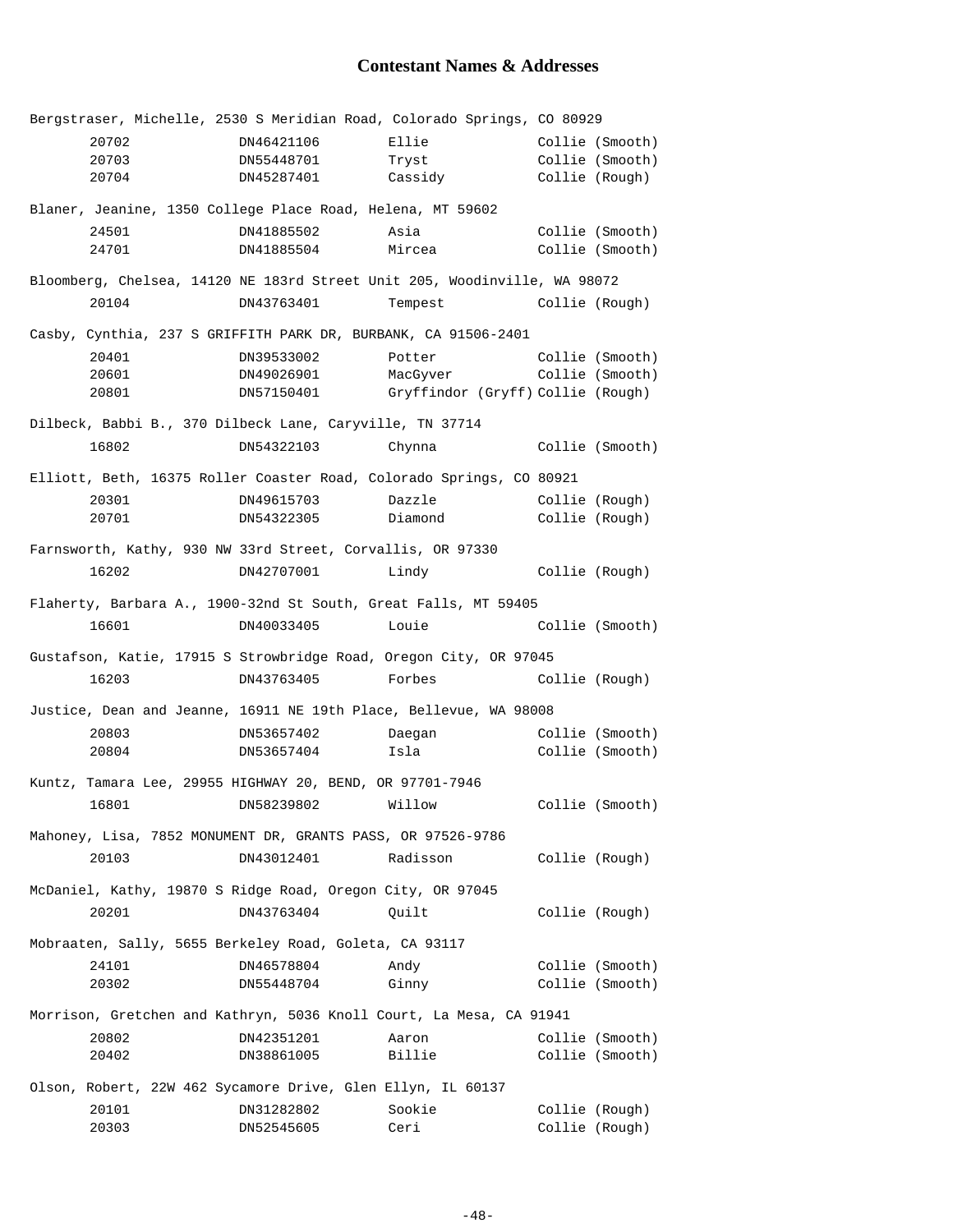## Contestant Names & Addresses

Bergstraser, Michelle, 2530 S Meridian Road, Colorado Springs, CO 80929

| | | | |
|---|---|---|---|
| 20702 | DN46421106 | Ellie | Collie (Smooth) |
| 20703 | DN55448701 | Tryst | Collie (Smooth) |
| 20704 | DN45287401 | Cassidy | Collie (Rough) |

Blaner, Jeanine, 1350 College Place Road, Helena, MT 59602

| | | | |
|---|---|---|---|
| 24501 | DN41885502 | Asia | Collie (Smooth) |
| 24701 | DN41885504 | Mircea | Collie (Smooth) |

Bloomberg, Chelsea, 14120 NE 183rd Street Unit 205, Woodinville, WA 98072

| | | | |
|---|---|---|---|
| 20104 | DN43763401 | Tempest | Collie (Rough) |

Casby, Cynthia, 237 S GRIFFITH PARK DR, BURBANK, CA 91506-2401

| | | | |
|---|---|---|---|
| 20401 | DN39533002 | Potter | Collie (Smooth) |
| 20601 | DN49026901 | MacGyver | Collie (Smooth) |
| 20801 | DN57150401 | Gryffindor (Gryff) | Collie (Rough) |

Dilbeck, Babbi B., 370 Dilbeck Lane, Caryville, TN 37714

| | | | |
|---|---|---|---|
| 16802 | DN54322103 | Chynna | Collie (Smooth) |

Elliott, Beth, 16375 Roller Coaster Road, Colorado Springs, CO 80921

| | | | |
|---|---|---|---|
| 20301 | DN49615703 | Dazzle | Collie (Rough) |
| 20701 | DN54322305 | Diamond | Collie (Rough) |

Farnsworth, Kathy, 930 NW 33rd Street, Corvallis, OR 97330

| | | | |
|---|---|---|---|
| 16202 | DN42707001 | Lindy | Collie (Rough) |

Flaherty, Barbara A., 1900-32nd St South, Great Falls, MT 59405

| | | | |
|---|---|---|---|
| 16601 | DN40033405 | Louie | Collie (Smooth) |

Gustafson, Katie, 17915 S Strowbridge Road, Oregon City, OR 97045

| | | | |
|---|---|---|---|
| 16203 | DN43763405 | Forbes | Collie (Rough) |

Justice, Dean and Jeanne, 16911 NE 19th Place, Bellevue, WA 98008

| | | | |
|---|---|---|---|
| 20803 | DN53657402 | Daegan | Collie (Smooth) |
| 20804 | DN53657404 | Isla | Collie (Smooth) |

Kuntz, Tamara Lee, 29955 HIGHWAY 20, BEND, OR 97701-7946

| | | | |
|---|---|---|---|
| 16801 | DN58239802 | Willow | Collie (Smooth) |

Mahoney, Lisa, 7852 MONUMENT DR, GRANTS PASS, OR 97526-9786

| | | | |
|---|---|---|---|
| 20103 | DN43012401 | Radisson | Collie (Rough) |

McDaniel, Kathy, 19870 S Ridge Road, Oregon City, OR 97045

| | | | |
|---|---|---|---|
| 20201 | DN43763404 | Quilt | Collie (Rough) |

Mobraaten, Sally, 5655 Berkeley Road, Goleta, CA 93117

| | | | |
|---|---|---|---|
| 24101 | DN46578804 | Andy | Collie (Smooth) |
| 20302 | DN55448704 | Ginny | Collie (Smooth) |

Morrison, Gretchen and Kathryn, 5036 Knoll Court, La Mesa, CA 91941

| | | | |
|---|---|---|---|
| 20802 | DN42351201 | Aaron | Collie (Smooth) |
| 20402 | DN38861005 | Billie | Collie (Smooth) |

Olson, Robert, 22W 462 Sycamore Drive, Glen Ellyn, IL 60137

| | | | |
|---|---|---|---|
| 20101 | DN31282802 | Sookie | Collie (Rough) |
| 20303 | DN52545605 | Ceri | Collie (Rough) |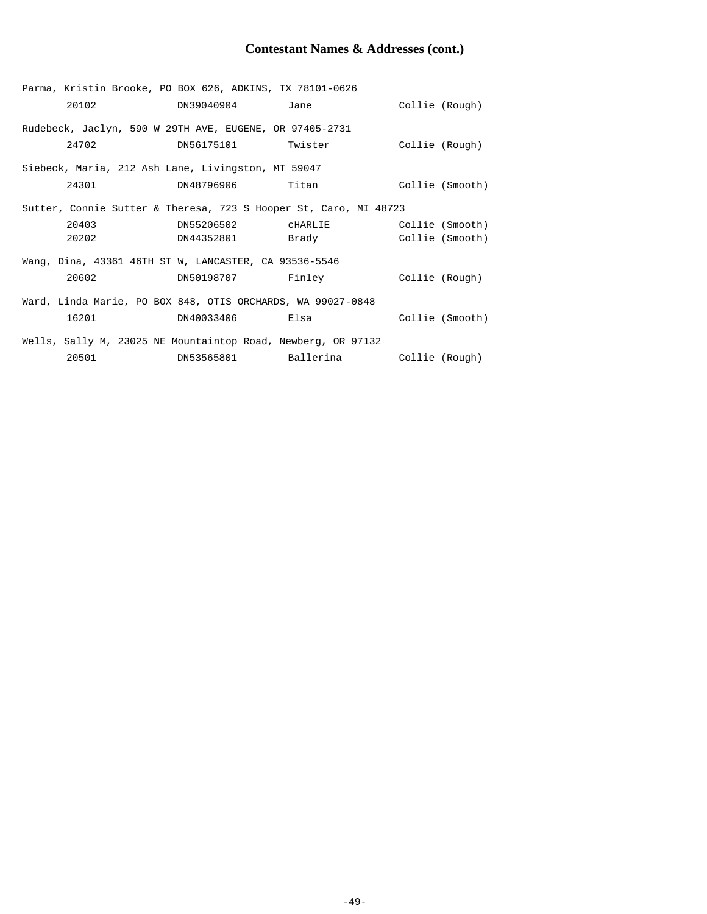## Contestant Names & Addresses (cont.)

Parma, Kristin Brooke, PO BOX 626, ADKINS, TX 78101-0626

| | | | |
|---|---|---|---|
| 20102 | DN39040904 | Jane | Collie (Rough) |

Rudebeck, Jaclyn, 590 W 29TH AVE, EUGENE, OR 97405-2731

| | | | |
|---|---|---|---|
| 24702 | DN56175101 | Twister | Collie (Rough) |

Siebeck, Maria, 212 Ash Lane, Livingston, MT 59047

| | | | |
|---|---|---|---|
| 24301 | DN48796906 | Titan | Collie (Smooth) |

Sutter, Connie Sutter & Theresa, 723 S Hooper St, Caro, MI 48723

| | | | |
|---|---|---|---|
| 20403 | DN55206502 | cHARLIE | Collie (Smooth) |
| 20202 | DN44352801 | Brady | Collie (Smooth) |

Wang, Dina, 43361 46TH ST W, LANCASTER, CA 93536-5546

| | | | |
|---|---|---|---|
| 20602 | DN50198707 | Finley | Collie (Rough) |

Ward, Linda Marie, PO BOX 848, OTIS ORCHARDS, WA 99027-0848

| | | | |
|---|---|---|---|
| 16201 | DN40033406 | Elsa | Collie (Smooth) |

Wells, Sally M, 23025 NE Mountaintop Road, Newberg, OR 97132

| | | | |
|---|---|---|---|
| 20501 | DN53565801 | Ballerina | Collie (Rough) |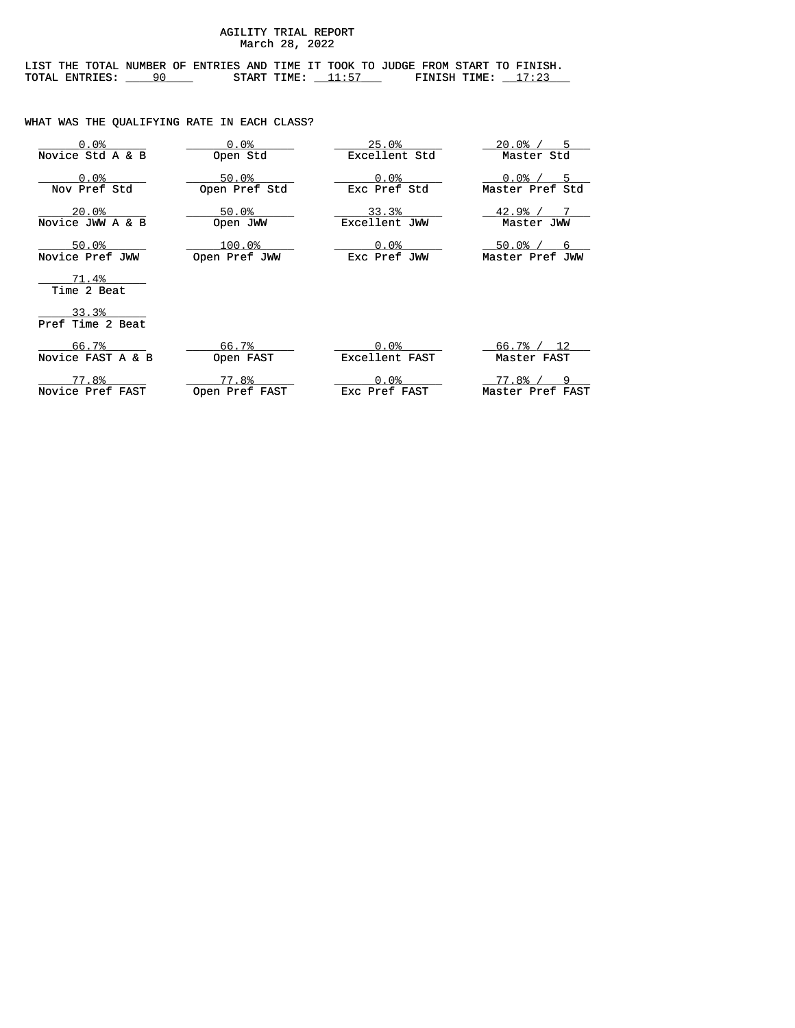AGILITY TRIAL REPORT
March 28, 2022

LIST THE TOTAL NUMBER OF ENTRIES AND TIME IT TOOK TO JUDGE FROM START TO FINISH.

TOTAL ENTRIES: 90 START TIME: 11:57 FINISH TIME: 17:23

WHAT WAS THE QUALIFYING RATE IN EACH CLASS?

| | | | |
|---|---|---|---|
| 0.0% | 0.0% | 25.0% | 20.0% / 5 |
| Novice Std A & B | Open Std | Excellent Std | Master Std |
| 0.0% | 50.0% | 0.0% | 0.0% / 5 |
| Nov Pref Std | Open Pref Std | Exc Pref Std | Master Pref Std |
| 20.0% | 50.0% | 33.3% | 42.9% / 7 |
| Novice JWW A & B | Open JWW | Excellent JWW | Master JWW |
| 50.0% | 100.0% | 0.0% | 50.0% / 6 |
| Novice Pref JWW | Open Pref JWW | Exc Pref JWW | Master Pref JWW |
| 71.4% | | | |
| Time 2 Beat | | | |
| 33.3% | | | |
| Pref Time 2 Beat | | | |
| 66.7% | 66.7% | 0.0% | 66.7% / 12 |
| Novice FAST A & B | Open FAST | Excellent FAST | Master FAST |
| 77.8% | 77.8% | 0.0% | 77.8% / 9 |
| Novice Pref FAST | Open Pref FAST | Exc Pref FAST | Master Pref FAST |